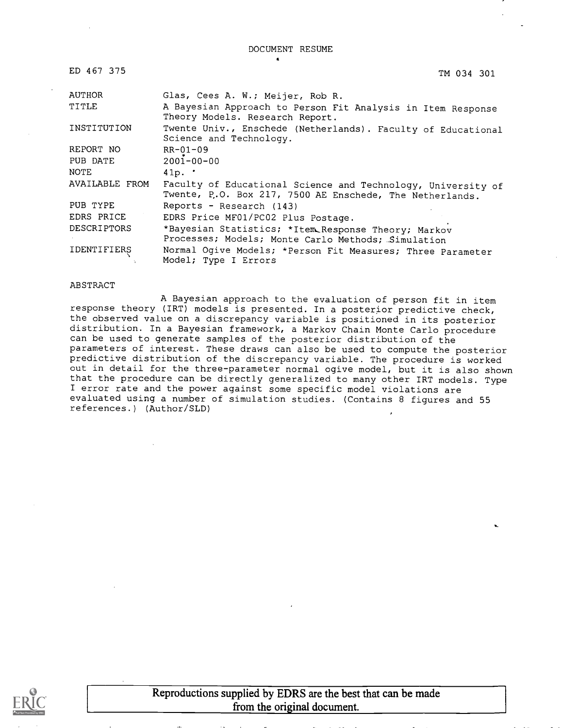DOCUMENT RESUME

ED 467 375 TM 034 301

| | |
|---|---|
| AUTHOR | Glas, Cees A. W.; Meijer, Rob R. |
| TITLE | A Bayesian Approach to Person Fit Analysis in Item Response Theory Models. Research Report. |
| INSTITUTION | Twente Univ., Enschede (Netherlands). Faculty of Educational Science and Technology. |
| REPORT NO | RR-01-09 |
| PUB DATE | 2001-00-00 |
| NOTE | 41p. |
| AVAILABLE FROM | Faculty of Educational Science and Technology, University of Twente, P.O. Box 217, 7500 AE Enschede, The Netherlands. |
| PUB TYPE | Reports - Research (143) |
| EDRS PRICE | EDRS Price MF01/PC02 Plus Postage. |
| DESCRIPTORS | *Bayesian Statistics; *Item Response Theory; Markov Processes; Models; Monte Carlo Methods; Simulation |
| IDENTIFIERS | Normal Ogive Models; *Person Fit Measures; Three Parameter Model; Type I Errors |

ABSTRACT

A Bayesian approach to the evaluation of person fit in item response theory (IRT) models is presented. In a posterior predictive check, the observed value on a discrepancy variable is positioned in its posterior distribution. In a Bayesian framework, a Markov Chain Monte Carlo procedure can be used to generate samples of the posterior distribution of the parameters of interest. These draws can also be used to compute the posterior predictive distribution of the discrepancy variable. The procedure is worked out in detail for the three-parameter normal ogive model, but it is also shown that the procedure can be directly generalized to many other IRT models. Type I error rate and the power against some specific model violations are evaluated using a number of simulation studies. (Contains 8 figures and 55 references.) (Author/SLD)

Reproductions supplied by EDRS are the best that can be made from the original document.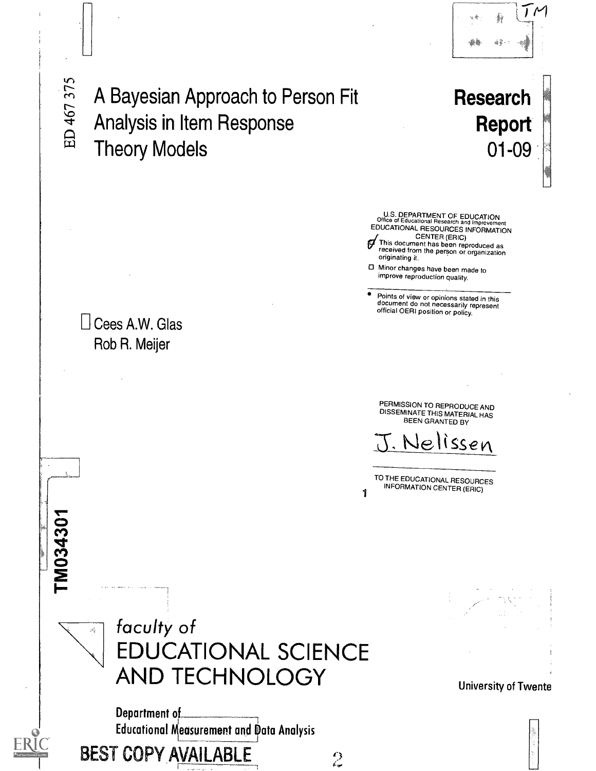ED 467 375

# A Bayesian Approach to Person Fit Analysis in Item Response Theory Models

**Research Report 01-09**

U.S. DEPARTMENT OF EDUCATION
Office of Educational Research and Improvement
EDUCATIONAL RESOURCES INFORMATION CENTER (ERIC)

- This document has been reproduced as received from the person or organization originating it.
- Minor changes have been made to improve reproduction quality.

- Points of view or opinions stated in this document do not necessarily represent official OERI position or policy.

Cees A.W. Glas
Rob R. Meijer

PERMISSION TO REPRODUCE AND DISSEMINATE THIS MATERIAL HAS BEEN GRANTED BY

J. Nelissen

TO THE EDUCATIONAL RESOURCES INFORMATION CENTER (ERIC)

TM034301

faculty of
EDUCATIONAL SCIENCE AND TECHNOLOGY

University of Twente

Department of
Educational Measurement and Data Analysis

BEST COPY AVAILABLE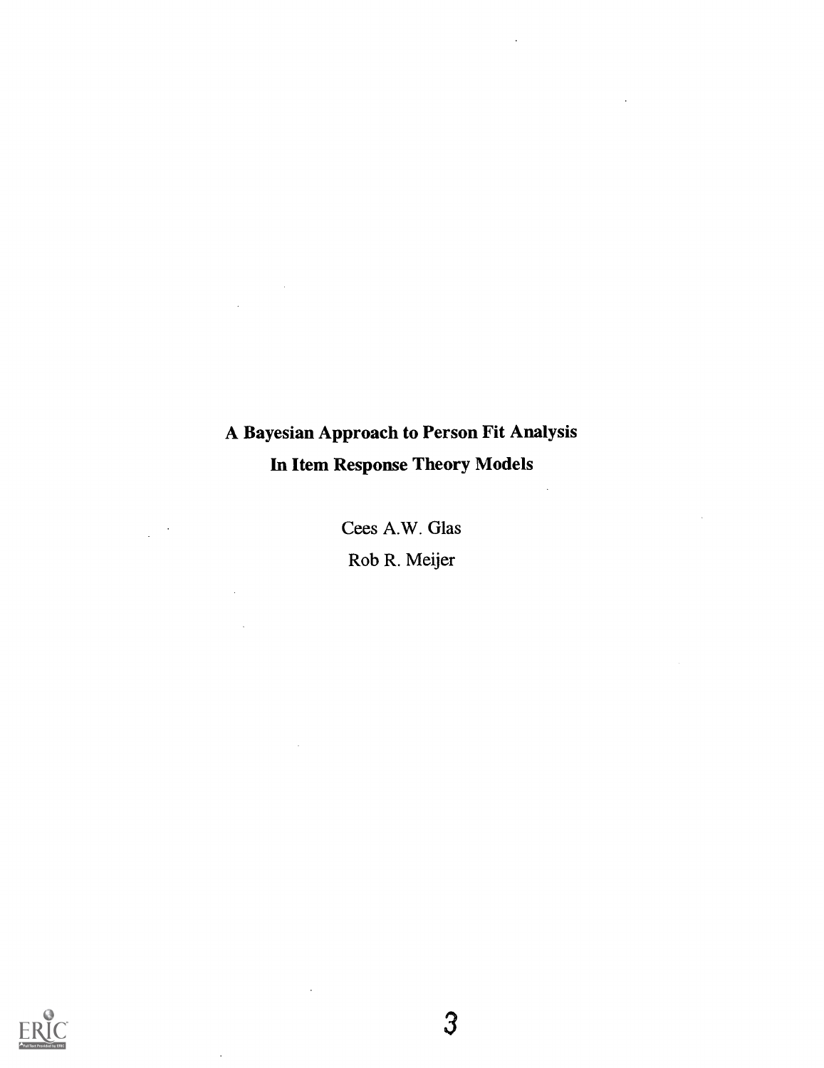# A Bayesian Approach to Person Fit Analysis In Item Response Theory Models

Cees A.W. Glas

Rob R. Meijer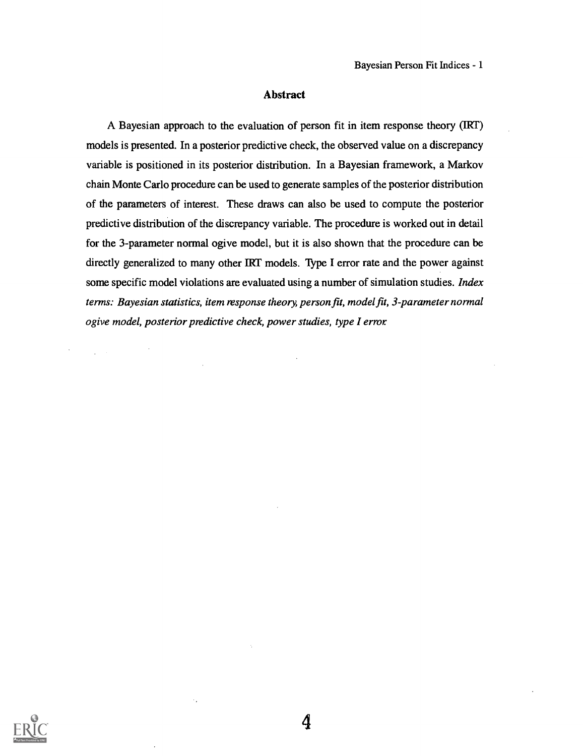## Abstract

A Bayesian approach to the evaluation of person fit in item response theory (IRT) models is presented. In a posterior predictive check, the observed value on a discrepancy variable is positioned in its posterior distribution. In a Bayesian framework, a Markov chain Monte Carlo procedure can be used to generate samples of the posterior distribution of the parameters of interest. These draws can also be used to compute the posterior predictive distribution of the discrepancy variable. The procedure is worked out in detail for the 3-parameter normal ogive model, but it is also shown that the procedure can be directly generalized to many other IRT models. Type I error rate and the power against some specific model violations are evaluated using a number of simulation studies. *Index terms: Bayesian statistics, item response theory, person fit, model fit, 3-parameter normal ogive model, posterior predictive check, power studies, type I error.*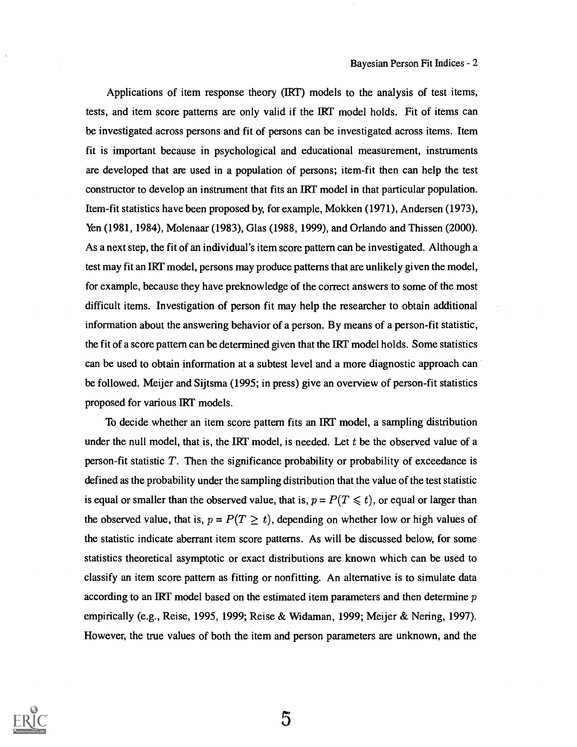Applications of item response theory (IRT) models to the analysis of test items, tests, and item score patterns are only valid if the IRT model holds. Fit of items can be investigated across persons and fit of persons can be investigated across items. Item fit is important because in psychological and educational measurement, instruments are developed that are used in a population of persons; item-fit then can help the test constructor to develop an instrument that fits an IRT model in that particular population. Item-fit statistics have been proposed by, for example, Mokken (1971), Andersen (1973), Yen (1981, 1984), Molenaar (1983), Glas (1988, 1999), and Orlando and Thissen (2000). As a next step, the fit of an individual's item score pattern can be investigated. Although a test may fit an IRT model, persons may produce patterns that are unlikely given the model, for example, because they have preknowledge of the correct answers to some of the most difficult items. Investigation of person fit may help the researcher to obtain additional information about the answering behavior of a person. By means of a person-fit statistic, the fit of a score pattern can be determined given that the IRT model holds. Some statistics can be used to obtain information at a subtest level and a more diagnostic approach can be followed. Meijer and Sijtsma (1995; in press) give an overview of person-fit statistics proposed for various IRT models.

To decide whether an item score pattern fits an IRT model, a sampling distribution under the null model, that is, the IRT model, is needed. Let $t$ be the observed value of a person-fit statistic $T$. Then the significance probability or probability of exceedance is defined as the probability under the sampling distribution that the value of the test statistic is equal or smaller than the observed value, that is, $p = P(T \leqslant t)$, or equal or larger than the observed value, that is, $p = P(T \geq t)$, depending on whether low or high values of the statistic indicate aberrant item score patterns. As will be discussed below, for some statistics theoretical asymptotic or exact distributions are known which can be used to classify an item score pattern as fitting or nonfitting. An alternative is to simulate data according to an IRT model based on the estimated item parameters and then determine $p$ empirically (e.g., Reise, 1995, 1999; Reise & Widaman, 1999; Meijer & Nering, 1997). However, the true values of both the item and person parameters are unknown, and the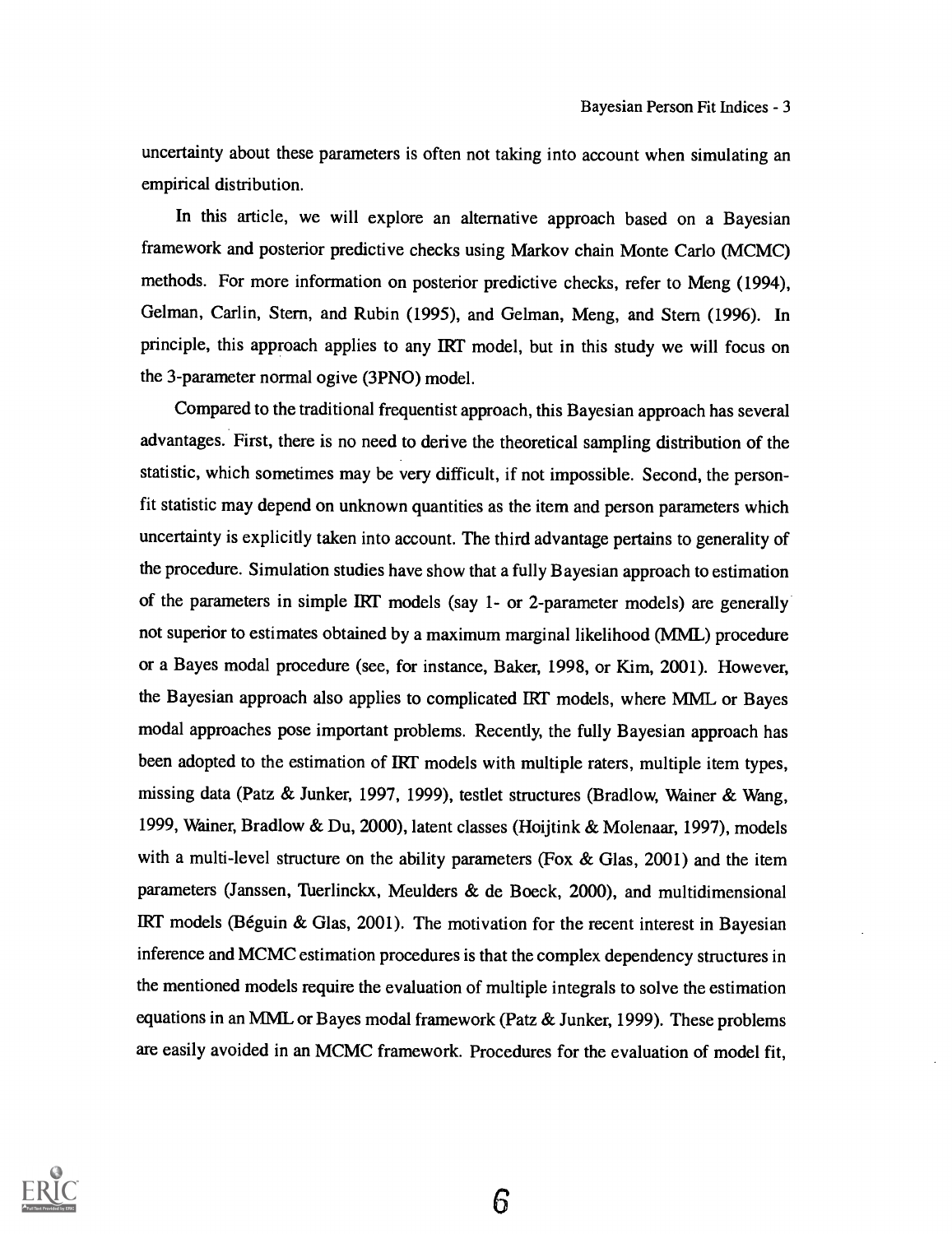uncertainty about these parameters is often not taking into account when simulating an empirical distribution.

In this article, we will explore an alternative approach based on a Bayesian framework and posterior predictive checks using Markov chain Monte Carlo (MCMC) methods. For more information on posterior predictive checks, refer to Meng (1994), Gelman, Carlin, Stern, and Rubin (1995), and Gelman, Meng, and Stern (1996). In principle, this approach applies to any IRT model, but in this study we will focus on the 3-parameter normal ogive (3PNO) model.

Compared to the traditional frequentist approach, this Bayesian approach has several advantages. First, there is no need to derive the theoretical sampling distribution of the statistic, which sometimes may be very difficult, if not impossible. Second, the person-fit statistic may depend on unknown quantities as the item and person parameters which uncertainty is explicitly taken into account. The third advantage pertains to generality of the procedure. Simulation studies have show that a fully Bayesian approach to estimation of the parameters in simple IRT models (say 1- or 2-parameter models) are generally not superior to estimates obtained by a maximum marginal likelihood (MML) procedure or a Bayes modal procedure (see, for instance, Baker, 1998, or Kim, 2001). However, the Bayesian approach also applies to complicated IRT models, where MML or Bayes modal approaches pose important problems. Recently, the fully Bayesian approach has been adopted to the estimation of IRT models with multiple raters, multiple item types, missing data (Patz & Junker, 1997, 1999), testlet structures (Bradlow, Wainer & Wang, 1999, Wainer, Bradlow & Du, 2000), latent classes (Hoijtink & Molenaar, 1997), models with a multi-level structure on the ability parameters (Fox & Glas, 2001) and the item parameters (Janssen, Tuerlinckx, Meulders & de Boeck, 2000), and multidimensional IRT models (Béguin & Glas, 2001). The motivation for the recent interest in Bayesian inference and MCMC estimation procedures is that the complex dependency structures in the mentioned models require the evaluation of multiple integrals to solve the estimation equations in an MML or Bayes modal framework (Patz & Junker, 1999). These problems are easily avoided in an MCMC framework. Procedures for the evaluation of model fit,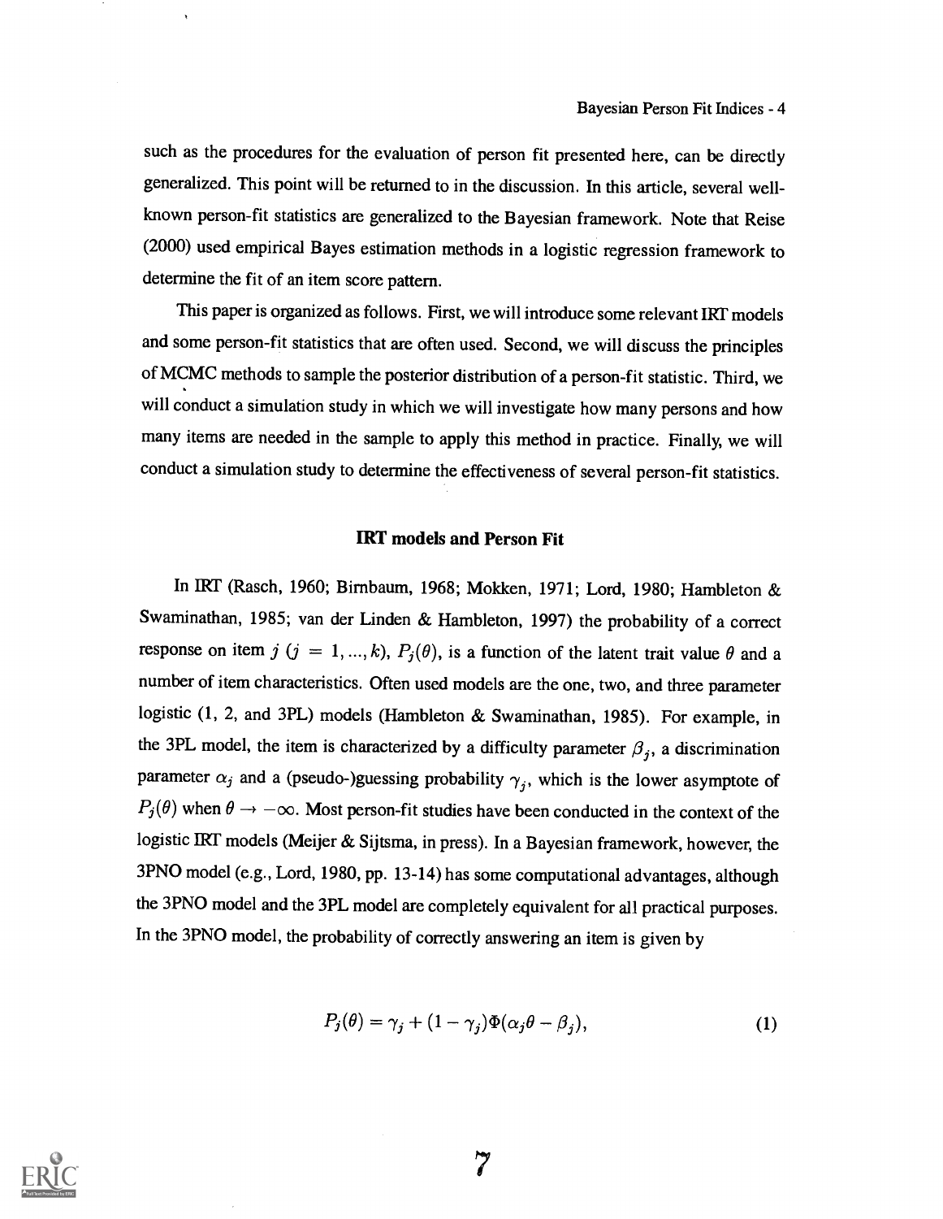such as the procedures for the evaluation of person fit presented here, can be directly generalized. This point will be returned to in the discussion. In this article, several well-known person-fit statistics are generalized to the Bayesian framework. Note that Reise (2000) used empirical Bayes estimation methods in a logistic regression framework to determine the fit of an item score pattern.

This paper is organized as follows. First, we will introduce some relevant IRT models and some person-fit statistics that are often used. Second, we will discuss the principles of MCMC methods to sample the posterior distribution of a person-fit statistic. Third, we will conduct a simulation study in which we will investigate how many persons and how many items are needed in the sample to apply this method in practice. Finally, we will conduct a simulation study to determine the effectiveness of several person-fit statistics.

## IRT models and Person Fit

In IRT (Rasch, 1960; Birnbaum, 1968; Mokken, 1971; Lord, 1980; Hambleton & Swaminathan, 1985; van der Linden & Hambleton, 1997) the probability of a correct response on item $j$ ($j = 1, ..., k$), $P_j(\theta)$, is a function of the latent trait value $\theta$ and a number of item characteristics. Often used models are the one, two, and three parameter logistic (1, 2, and 3PL) models (Hambleton & Swaminathan, 1985). For example, in the 3PL model, the item is characterized by a difficulty parameter $\beta_j$, a discrimination parameter $\alpha_j$ and a (pseudo-)guessing probability $\gamma_j$, which is the lower asymptote of $P_j(\theta)$ when $\theta \rightarrow -\infty$. Most person-fit studies have been conducted in the context of the logistic IRT models (Meijer & Sijtsma, in press). In a Bayesian framework, however, the 3PNO model (e.g., Lord, 1980, pp. 13-14) has some computational advantages, although the 3PNO model and the 3PL model are completely equivalent for all practical purposes. In the 3PNO model, the probability of correctly answering an item is given by

$$P_j(\theta) = \gamma_j + (1 - \gamma_j)\Phi(\alpha_j\theta - \beta_j), \tag{1}$$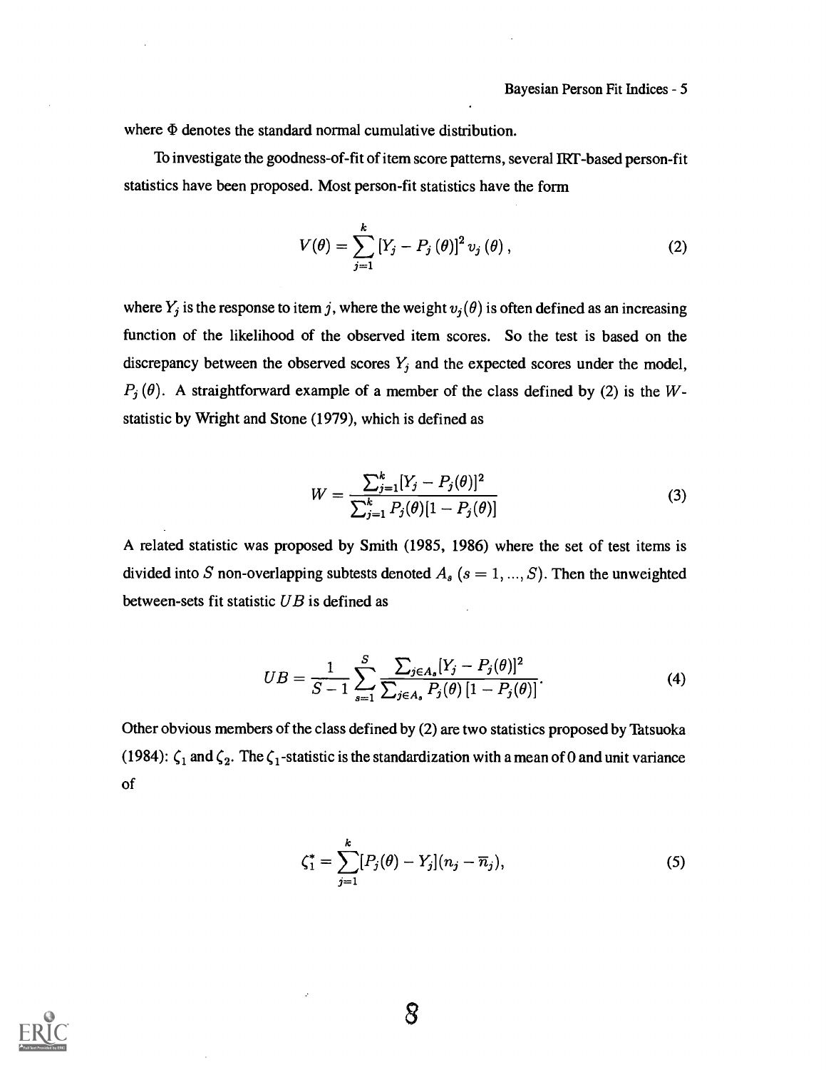where $\Phi$ denotes the standard normal cumulative distribution.

To investigate the goodness-of-fit of item score patterns, several IRT-based person-fit statistics have been proposed. Most person-fit statistics have the form

$$V(\theta) = \sum_{j=1}^{k} \left[Y_j - P_j(\theta)\right]^2 v_j(\theta), \tag{2}$$

where $Y_j$ is the response to item $j$, where the weight $v_j(\theta)$ is often defined as an increasing function of the likelihood of the observed item scores. So the test is based on the discrepancy between the observed scores $Y_j$ and the expected scores under the model, $P_j(\theta)$. A straightforward example of a member of the class defined by (2) is the $W$-statistic by Wright and Stone (1979), which is defined as

$$W = \frac{\sum_{j=1}^{k}[Y_j - P_j(\theta)]^2}{\sum_{j=1}^{k} P_j(\theta)[1 - P_j(\theta)]} \tag{3}$$

A related statistic was proposed by Smith (1985, 1986) where the set of test items is divided into $S$ non-overlapping subtests denoted $A_s$ $(s = 1, ..., S)$. Then the unweighted between-sets fit statistic $UB$ is defined as

$$UB = \frac{1}{S-1} \sum_{s=1}^{S} \frac{\sum_{j \in A_s}[Y_j - P_j(\theta)]^2}{\sum_{j \in A_s} P_j(\theta)\,[1 - P_j(\theta)]}. \tag{4}$$

Other obvious members of the class defined by (2) are two statistics proposed by Tatsuoka (1984): $\zeta_1$ and $\zeta_2$. The $\zeta_1$-statistic is the standardization with a mean of 0 and unit variance of

$$\zeta_1^* = \sum_{j=1}^{k}[P_j(\theta) - Y_j](n_j - \overline{n}_j), \tag{5}$$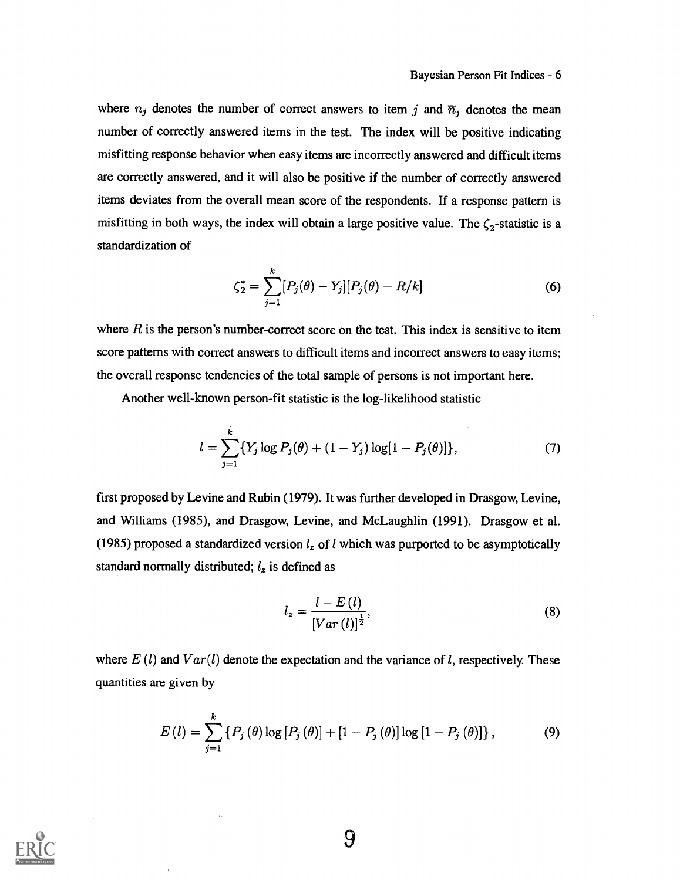where $n_j$ denotes the number of correct answers to item $j$ and $\overline{n}_j$ denotes the mean number of correctly answered items in the test. The index will be positive indicating misfitting response behavior when easy items are incorrectly answered and difficult items are correctly answered, and it will also be positive if the number of correctly answered items deviates from the overall mean score of the respondents. If a response pattern is misfitting in both ways, the index will obtain a large positive value. The $\zeta_2$-statistic is a standardization of

$$\zeta_2^* = \sum_{j=1}^{k}[P_j(\theta) - Y_j][P_j(\theta) - R/k] \tag{6}$$

where $R$ is the person's number-correct score on the test. This index is sensitive to item score patterns with correct answers to difficult items and incorrect answers to easy items; the overall response tendencies of the total sample of persons is not important here.

Another well-known person-fit statistic is the log-likelihood statistic

$$l = \sum_{j=1}^{k}\{Y_j \log P_j(\theta) + (1 - Y_j)\log[1 - P_j(\theta)]\}, \tag{7}$$

first proposed by Levine and Rubin (1979). It was further developed in Drasgow, Levine, and Williams (1985), and Drasgow, Levine, and McLaughlin (1991). Drasgow et al. (1985) proposed a standardized version $l_z$ of $l$ which was purported to be asymptotically standard normally distributed; $l_z$ is defined as

$$l_z = \frac{l - E(l)}{[Var(l)]^{\frac{1}{2}}}, \tag{8}$$

where $E(l)$ and $Var(l)$ denote the expectation and the variance of $l$, respectively. These quantities are given by

$$E(l) = \sum_{j=1}^{k}\{P_j(\theta)\log[P_j(\theta)] + [1 - P_j(\theta)]\log[1 - P_j(\theta)]\}, \tag{9}$$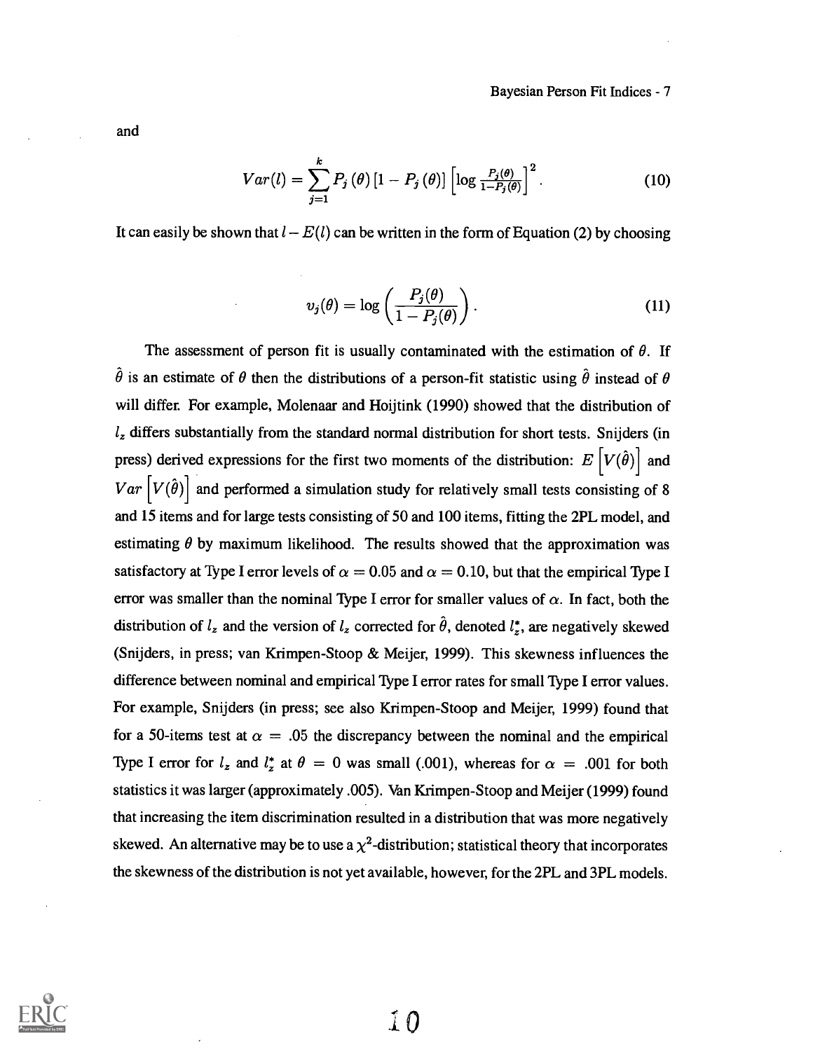and

$$Var(l) = \sum_{j=1}^{k} P_j(\theta)\left[1 - P_j(\theta)\right]\left[\log \frac{P_j(\theta)}{1-P_j(\theta)}\right]^2. \tag{10}$$

It can easily be shown that $l - E(l)$ can be written in the form of Equation (2) by choosing

$$v_j(\theta) = \log\left(\frac{P_j(\theta)}{1 - P_j(\theta)}\right). \tag{11}$$

The assessment of person fit is usually contaminated with the estimation of $\theta$. If $\hat{\theta}$ is an estimate of $\theta$ then the distributions of a person-fit statistic using $\hat{\theta}$ instead of $\theta$ will differ. For example, Molenaar and Hoijtink (1990) showed that the distribution of $l_z$ differs substantially from the standard normal distribution for short tests. Snijders (in press) derived expressions for the first two moments of the distribution: $E\left[V(\hat{\theta})\right]$ and $Var\left[V(\hat{\theta})\right]$ and performed a simulation study for relatively small tests consisting of 8 and 15 items and for large tests consisting of 50 and 100 items, fitting the 2PL model, and estimating $\theta$ by maximum likelihood. The results showed that the approximation was satisfactory at Type I error levels of $\alpha = 0.05$ and $\alpha = 0.10$, but that the empirical Type I error was smaller than the nominal Type I error for smaller values of $\alpha$. In fact, both the distribution of $l_z$ and the version of $l_z$ corrected for $\hat{\theta}$, denoted $l_z^*$, are negatively skewed (Snijders, in press; van Krimpen-Stoop & Meijer, 1999). This skewness influences the difference between nominal and empirical Type I error rates for small Type I error values. For example, Snijders (in press; see also Krimpen-Stoop and Meijer, 1999) found that for a 50-items test at $\alpha = .05$ the discrepancy between the nominal and the empirical Type I error for $l_z$ and $l_z^*$ at $\theta = 0$ was small (.001), whereas for $\alpha = .001$ for both statistics it was larger (approximately .005). Van Krimpen-Stoop and Meijer (1999) found that increasing the item discrimination resulted in a distribution that was more negatively skewed. An alternative may be to use a $\chi^2$-distribution; statistical theory that incorporates the skewness of the distribution is not yet available, however, for the 2PL and 3PL models.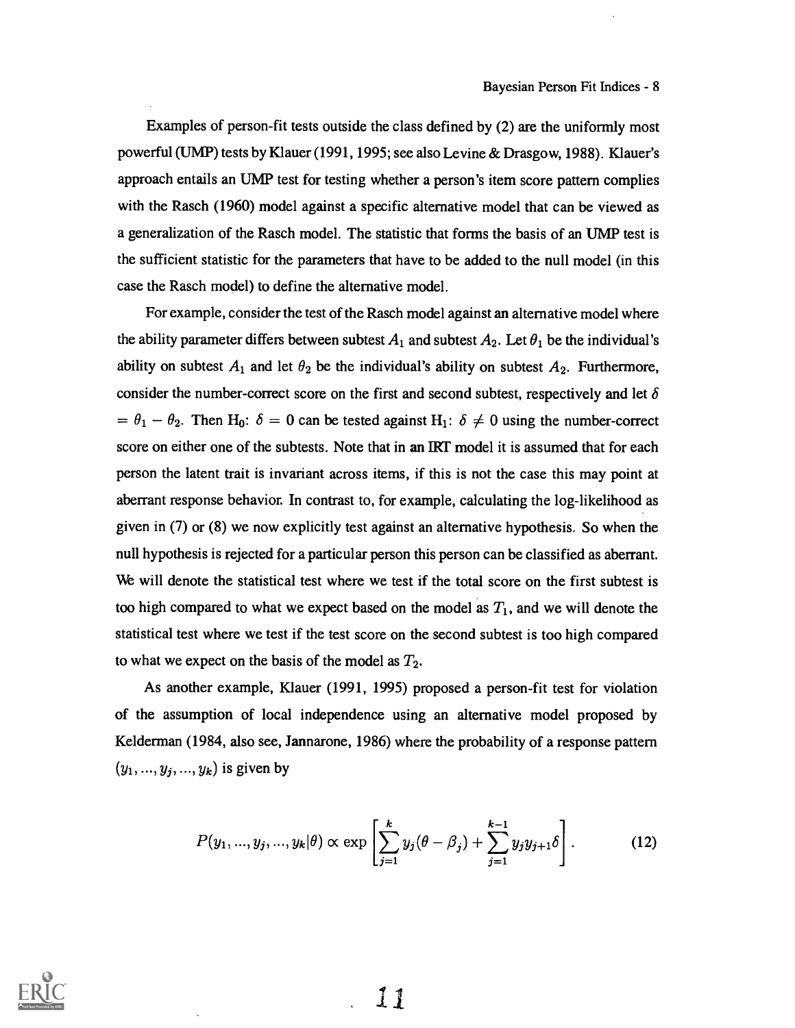Examples of person-fit tests outside the class defined by (2) are the uniformly most powerful (UMP) tests by Klauer (1991, 1995; see also Levine & Drasgow, 1988). Klauer's approach entails an UMP test for testing whether a person's item score pattern complies with the Rasch (1960) model against a specific alternative model that can be viewed as a generalization of the Rasch model. The statistic that forms the basis of an UMP test is the sufficient statistic for the parameters that have to be added to the null model (in this case the Rasch model) to define the alternative model.

For example, consider the test of the Rasch model against an alternative model where the ability parameter differs between subtest $A_1$ and subtest $A_2$. Let $\theta_1$ be the individual's ability on subtest $A_1$ and let $\theta_2$ be the individual's ability on subtest $A_2$. Furthermore, consider the number-correct score on the first and second subtest, respectively and let $\delta = \theta_1 - \theta_2$. Then $H_0$: $\delta = 0$ can be tested against $H_1$: $\delta \neq 0$ using the number-correct score on either one of the subtests. Note that in an IRT model it is assumed that for each person the latent trait is invariant across items, if this is not the case this may point at aberrant response behavior. In contrast to, for example, calculating the log-likelihood as given in (7) or (8) we now explicitly test against an alternative hypothesis. So when the null hypothesis is rejected for a particular person this person can be classified as aberrant. We will denote the statistical test where we test if the total score on the first subtest is too high compared to what we expect based on the model as $T_1$, and we will denote the statistical test where we test if the test score on the second subtest is too high compared to what we expect on the basis of the model as $T_2$.

As another example, Klauer (1991, 1995) proposed a person-fit test for violation of the assumption of local independence using an alternative model proposed by Kelderman (1984, also see, Jannarone, 1986) where the probability of a response pattern $(y_1, ..., y_j, ..., y_k)$ is given by

$$P(y_1, ..., y_j, ..., y_k|\theta) \propto \exp\left[\sum_{j=1}^{k} y_j(\theta - \beta_j) + \sum_{j=1}^{k-1} y_j y_{j+1}\delta\right]. \tag{12}$$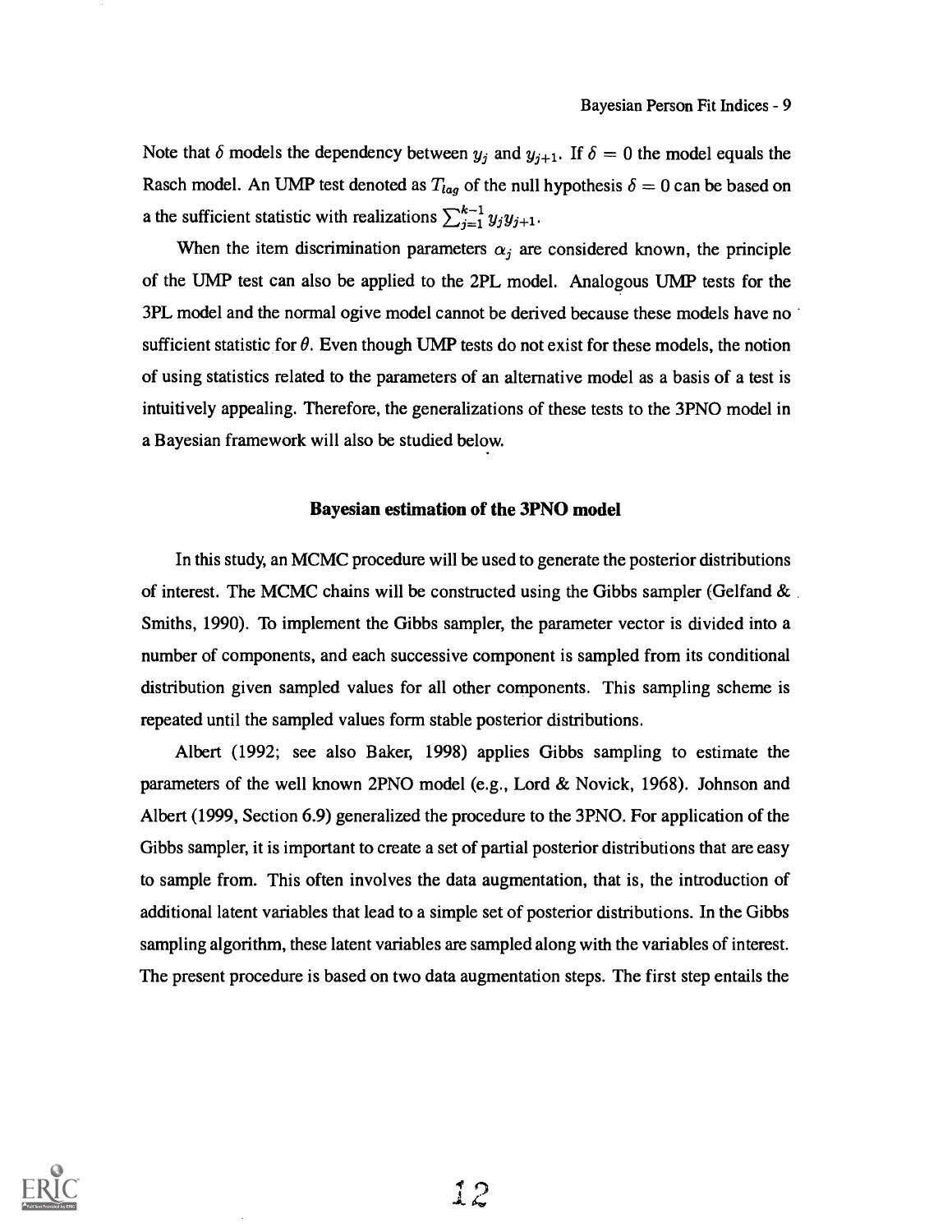Note that $\delta$ models the dependency between $y_j$ and $y_{j+1}$. If $\delta = 0$ the model equals the Rasch model. An UMP test denoted as $T_{lag}$ of the null hypothesis $\delta = 0$ can be based on a the sufficient statistic with realizations $\sum_{j=1}^{k-1} y_j y_{j+1}$.

When the item discrimination parameters $\alpha_j$ are considered known, the principle of the UMP test can also be applied to the 2PL model. Analogous UMP tests for the 3PL model and the normal ogive model cannot be derived because these models have no sufficient statistic for $\theta$. Even though UMP tests do not exist for these models, the notion of using statistics related to the parameters of an alternative model as a basis of a test is intuitively appealing. Therefore, the generalizations of these tests to the 3PNO model in a Bayesian framework will also be studied below.

### Bayesian estimation of the 3PNO model

In this study, an MCMC procedure will be used to generate the posterior distributions of interest. The MCMC chains will be constructed using the Gibbs sampler (Gelfand & Smiths, 1990). To implement the Gibbs sampler, the parameter vector is divided into a number of components, and each successive component is sampled from its conditional distribution given sampled values for all other components. This sampling scheme is repeated until the sampled values form stable posterior distributions.

Albert (1992; see also Baker, 1998) applies Gibbs sampling to estimate the parameters of the well known 2PNO model (e.g., Lord & Novick, 1968). Johnson and Albert (1999, Section 6.9) generalized the procedure to the 3PNO. For application of the Gibbs sampler, it is important to create a set of partial posterior distributions that are easy to sample from. This often involves the data augmentation, that is, the introduction of additional latent variables that lead to a simple set of posterior distributions. In the Gibbs sampling algorithm, these latent variables are sampled along with the variables of interest. The present procedure is based on two data augmentation steps. The first step entails the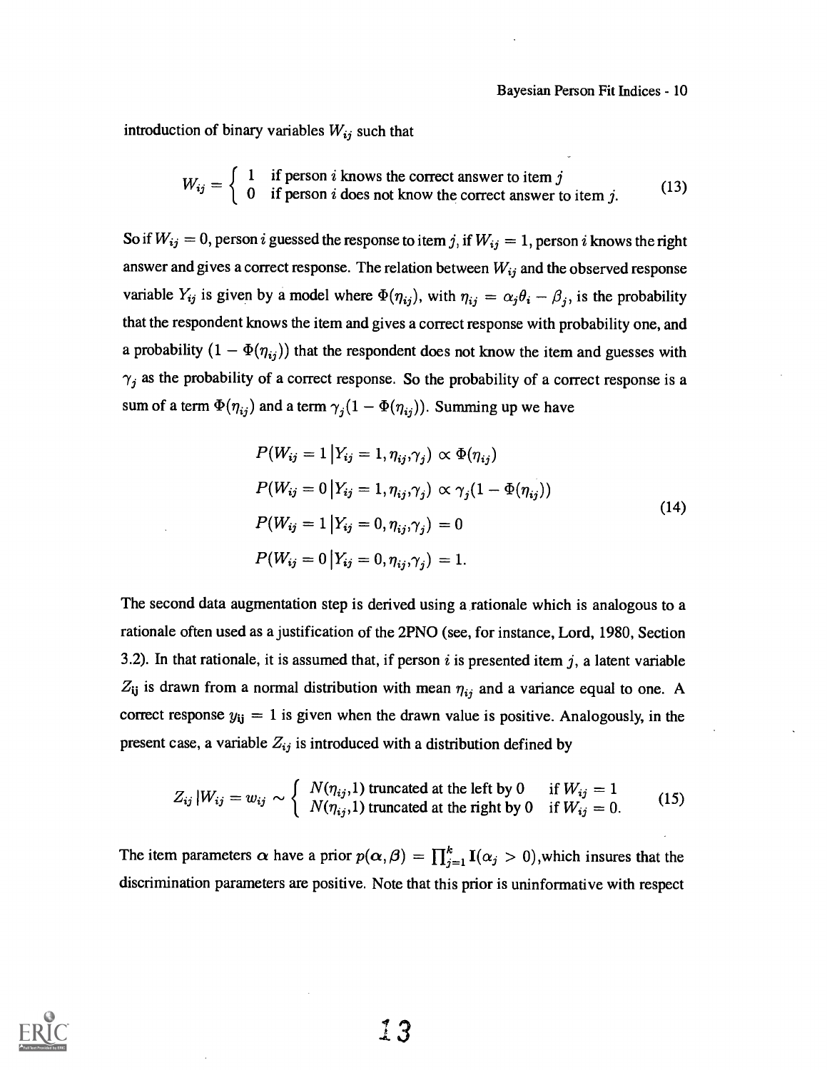introduction of binary variables $W_{ij}$ such that

$$W_{ij} = \begin{cases} 1 & \text{if person } i \text{ knows the correct answer to item } j \\ 0 & \text{if person } i \text{ does not know the correct answer to item } j. \end{cases} \tag{13}$$

So if $W_{ij} = 0$, person $i$ guessed the response to item $j$, if $W_{ij} = 1$, person $i$ knows the right answer and gives a correct response. The relation between $W_{ij}$ and the observed response variable $Y_{ij}$ is given by a model where $\Phi(\eta_{ij})$, with $\eta_{ij} = \alpha_j \theta_i - \beta_j$, is the probability that the respondent knows the item and gives a correct response with probability one, and a probability $(1 - \Phi(\eta_{ij}))$ that the respondent does not know the item and guesses with $\gamma_j$ as the probability of a correct response. So the probability of a correct response is a sum of a term $\Phi(\eta_{ij})$ and a term $\gamma_j(1 - \Phi(\eta_{ij}))$. Summing up we have

$$\begin{aligned}
P(W_{ij} = 1 \,|Y_{ij} = 1, \eta_{ij}, \gamma_j) &\propto \Phi(\eta_{ij}) \\
P(W_{ij} = 0 \,|Y_{ij} = 1, \eta_{ij}, \gamma_j) &\propto \gamma_j(1 - \Phi(\eta_{ij})) \\
P(W_{ij} = 1 \,|Y_{ij} = 0, \eta_{ij}, \gamma_j) &= 0 \\
P(W_{ij} = 0 \,|Y_{ij} = 0, \eta_{ij}, \gamma_j) &= 1.
\end{aligned} \tag{14}$$

The second data augmentation step is derived using a rationale which is analogous to a rationale often used as a justification of the 2PNO (see, for instance, Lord, 1980, Section 3.2). In that rationale, it is assumed that, if person $i$ is presented item $j$, a latent variable $Z_{ij}$ is drawn from a normal distribution with mean $\eta_{ij}$ and a variance equal to one. A correct response $y_{ij} = 1$ is given when the drawn value is positive. Analogously, in the present case, a variable $Z_{ij}$ is introduced with a distribution defined by

$$Z_{ij} \,|W_{ij} = w_{ij} \sim \begin{cases} N(\eta_{ij}, 1) \text{ truncated at the left by } 0 & \text{if } W_{ij} = 1 \\ N(\eta_{ij}, 1) \text{ truncated at the right by } 0 & \text{if } W_{ij} = 0. \end{cases} \tag{15}$$

The item parameters $\boldsymbol{\alpha}$ have a prior $p(\boldsymbol{\alpha}, \boldsymbol{\beta}) = \prod_{j=1}^{k} \mathbf{I}(\alpha_j > 0)$,which insures that the discrimination parameters are positive. Note that this prior is uninformative with respect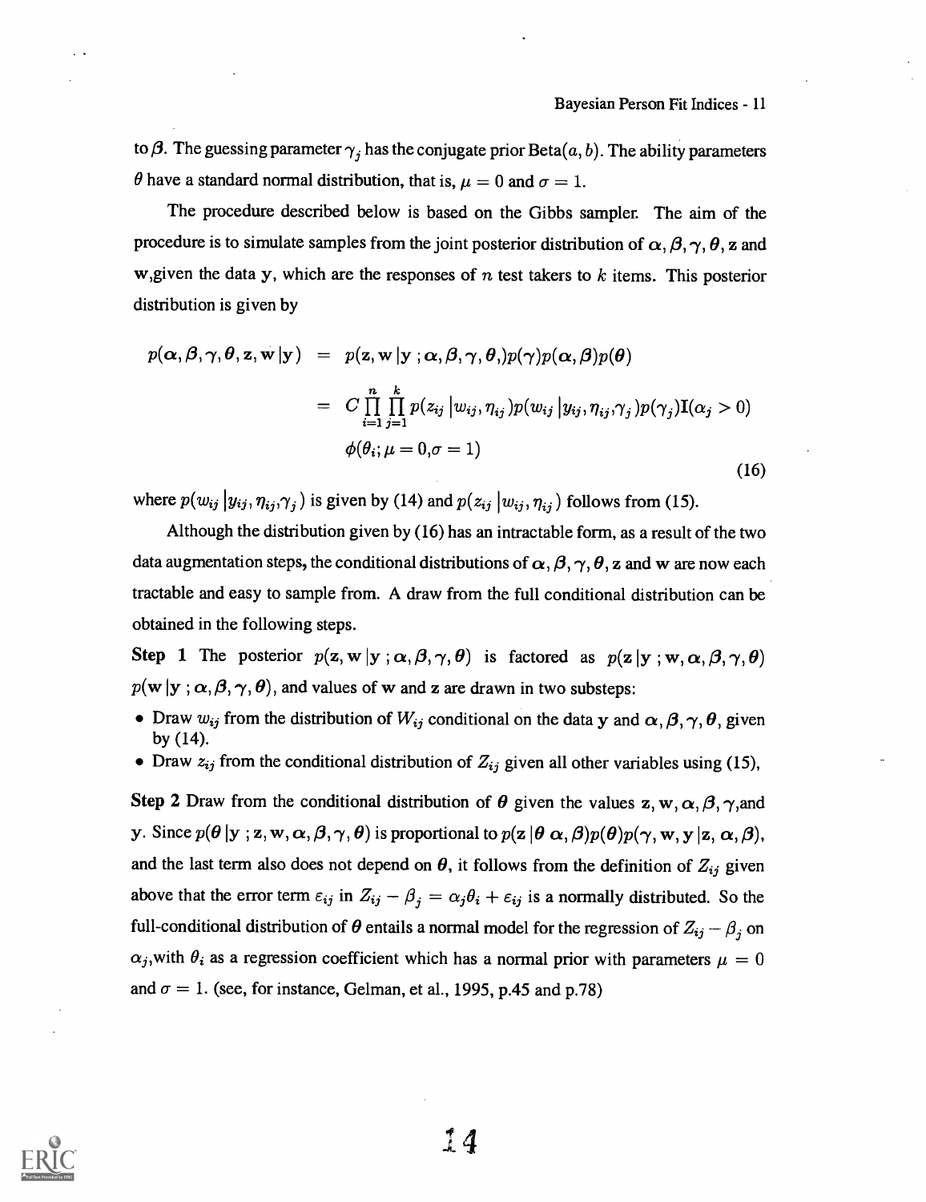to $\boldsymbol{\beta}$. The guessing parameter $\gamma_j$ has the conjugate prior Beta$(a, b)$. The ability parameters $\boldsymbol{\theta}$ have a standard normal distribution, that is, $\mu = 0$ and $\sigma = 1$.

The procedure described below is based on the Gibbs sampler. The aim of the procedure is to simulate samples from the joint posterior distribution of $\boldsymbol{\alpha}, \boldsymbol{\beta}, \boldsymbol{\gamma}, \boldsymbol{\theta}$, $\mathbf{z}$ and $\mathbf{w}$,given the data $\mathbf{y}$, which are the responses of $n$ test takers to $k$ items. This posterior distribution is given by

$$
\begin{aligned}
p(\boldsymbol{\alpha}, \boldsymbol{\beta}, \boldsymbol{\gamma}, \boldsymbol{\theta}, \mathbf{z}, \mathbf{w} \,|\mathbf{y}) &= p(\mathbf{z}, \mathbf{w} \,|\mathbf{y} \,; \boldsymbol{\alpha}, \boldsymbol{\beta}, \boldsymbol{\gamma}, \boldsymbol{\theta},) p(\boldsymbol{\gamma}) p(\boldsymbol{\alpha}, \boldsymbol{\beta}) p(\boldsymbol{\theta}) \\
&= C \prod_{i=1}^{n} \prod_{j=1}^{k} p(z_{ij} \,|w_{ij}, \eta_{ij}) p(w_{ij} \,|y_{ij}, \eta_{ij}, \gamma_j) p(\gamma_j) \mathrm{I}(\alpha_j > 0) \\
&\quad \phi(\theta_i; \mu = 0, \sigma = 1)
\end{aligned} \tag{16}
$$

where $p(w_{ij} \,|y_{ij}, \eta_{ij}, \gamma_j)$ is given by (14) and $p(z_{ij} \,|w_{ij}, \eta_{ij})$ follows from (15).

Although the distribution given by (16) has an intractable form, as a result of the two data augmentation steps, the conditional distributions of $\boldsymbol{\alpha}, \boldsymbol{\beta}, \boldsymbol{\gamma}, \boldsymbol{\theta}$, $\mathbf{z}$ and $\mathbf{w}$ are now each tractable and easy to sample from. A draw from the full conditional distribution can be obtained in the following steps.

**Step 1** The posterior $p(\mathbf{z}, \mathbf{w} \,|\mathbf{y} \,; \boldsymbol{\alpha}, \boldsymbol{\beta}, \boldsymbol{\gamma}, \boldsymbol{\theta})$ is factored as $p(\mathbf{z} \,|\mathbf{y} \,; \mathbf{w}, \boldsymbol{\alpha}, \boldsymbol{\beta}, \boldsymbol{\gamma}, \boldsymbol{\theta})$ $p(\mathbf{w} \,|\mathbf{y} \,; \boldsymbol{\alpha}, \boldsymbol{\beta}, \boldsymbol{\gamma}, \boldsymbol{\theta})$, and values of $\mathbf{w}$ and $\mathbf{z}$ are drawn in two substeps:

- Draw $w_{ij}$ from the distribution of $W_{ij}$ conditional on the data $\mathbf{y}$ and $\boldsymbol{\alpha}, \boldsymbol{\beta}, \boldsymbol{\gamma}, \boldsymbol{\theta}$, given by (14).
- Draw $z_{ij}$ from the conditional distribution of $Z_{ij}$ given all other variables using (15),

**Step 2** Draw from the conditional distribution of $\boldsymbol{\theta}$ given the values $\mathbf{z}, \mathbf{w}, \boldsymbol{\alpha}, \boldsymbol{\beta}, \boldsymbol{\gamma}$,and $\mathbf{y}$. Since $p(\boldsymbol{\theta} \,|\mathbf{y} \,; \mathbf{z}, \mathbf{w}, \boldsymbol{\alpha}, \boldsymbol{\beta}, \boldsymbol{\gamma}, \boldsymbol{\theta})$ is proportional to $p(\mathbf{z} \,|\boldsymbol{\theta} \; \boldsymbol{\alpha}, \boldsymbol{\beta}) p(\boldsymbol{\theta}) p(\boldsymbol{\gamma}, \mathbf{w}, \mathbf{y} \,|\mathbf{z}, \boldsymbol{\alpha}, \boldsymbol{\beta})$, and the last term also does not depend on $\boldsymbol{\theta}$, it follows from the definition of $Z_{ij}$ given above that the error term $\varepsilon_{ij}$ in $Z_{ij} - \beta_j = \alpha_j \theta_i + \varepsilon_{ij}$ is a normally distributed. So the full-conditional distribution of $\boldsymbol{\theta}$ entails a normal model for the regression of $Z_{ij} - \beta_j$ on $\alpha_j$,with $\theta_i$ as a regression coefficient which has a normal prior with parameters $\mu = 0$ and $\sigma = 1$. (see, for instance, Gelman, et al., 1995, p.45 and p.78)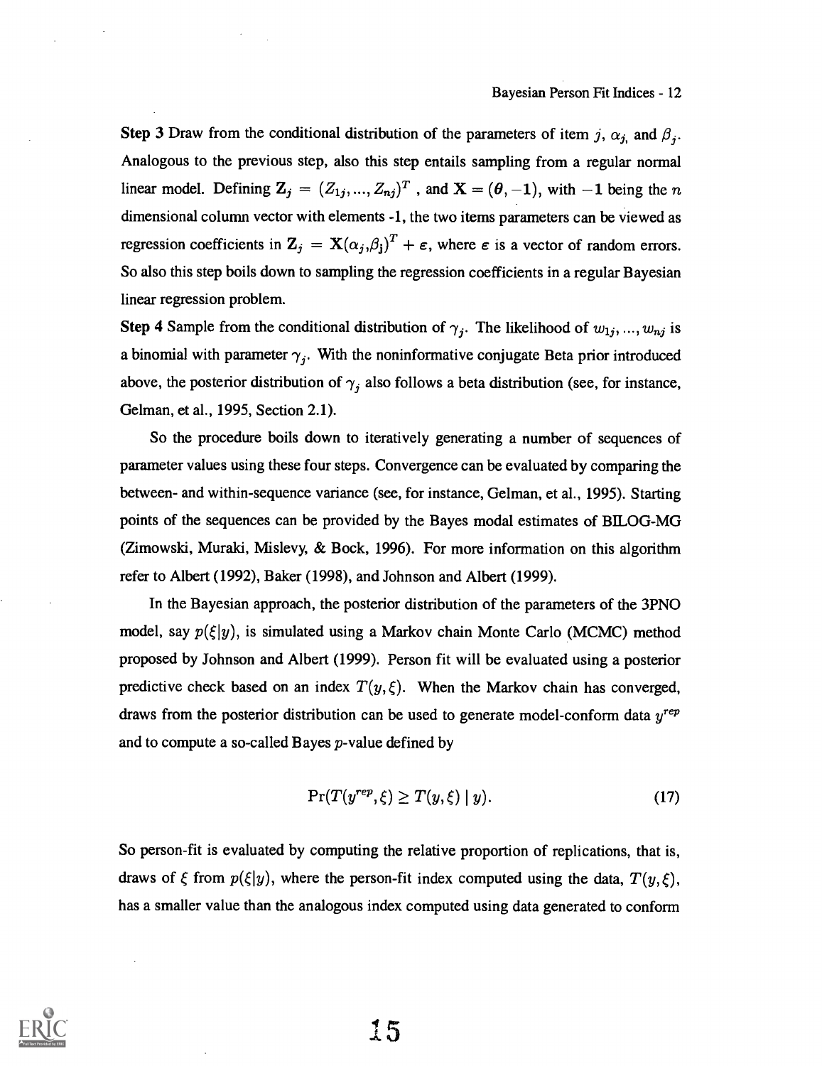**Step 3** Draw from the conditional distribution of the parameters of item $j$, $\alpha_j$, and $\beta_j$. Analogous to the previous step, also this step entails sampling from a regular normal linear model. Defining $\mathbf{Z}_j = (Z_{1j}, ..., Z_{nj})^T$ , and $\mathbf{X} = (\boldsymbol{\theta}, -\mathbf{1})$, with $-\mathbf{1}$ being the $n$ dimensional column vector with elements -1, the two items parameters can be viewed as regression coefficients in $\mathbf{Z}_j = \mathbf{X}(\alpha_j, \beta_j)^T + \boldsymbol{\varepsilon}$, where $\boldsymbol{\varepsilon}$ is a vector of random errors. So also this step boils down to sampling the regression coefficients in a regular Bayesian linear regression problem.

**Step 4** Sample from the conditional distribution of $\gamma_j$. The likelihood of $w_{1j}, ..., w_{nj}$ is a binomial with parameter $\gamma_j$. With the noninformative conjugate Beta prior introduced above, the posterior distribution of $\gamma_j$ also follows a beta distribution (see, for instance, Gelman, et al., 1995, Section 2.1).

So the procedure boils down to iteratively generating a number of sequences of parameter values using these four steps. Convergence can be evaluated by comparing the between- and within-sequence variance (see, for instance, Gelman, et al., 1995). Starting points of the sequences can be provided by the Bayes modal estimates of BILOG-MG (Zimowski, Muraki, Mislevy, & Bock, 1996). For more information on this algorithm refer to Albert (1992), Baker (1998), and Johnson and Albert (1999).

In the Bayesian approach, the posterior distribution of the parameters of the 3PNO model, say $p(\xi|y)$, is simulated using a Markov chain Monte Carlo (MCMC) method proposed by Johnson and Albert (1999). Person fit will be evaluated using a posterior predictive check based on an index $T(y, \xi)$. When the Markov chain has converged, draws from the posterior distribution can be used to generate model-conform data $y^{rep}$ and to compute a so-called Bayes $p$-value defined by

$$\Pr(T(y^{rep}, \xi) \geq T(y, \xi) \mid y). \tag{17}$$

So person-fit is evaluated by computing the relative proportion of replications, that is, draws of $\xi$ from $p(\xi|y)$, where the person-fit index computed using the data, $T(y, \xi)$, has a smaller value than the analogous index computed using data generated to conform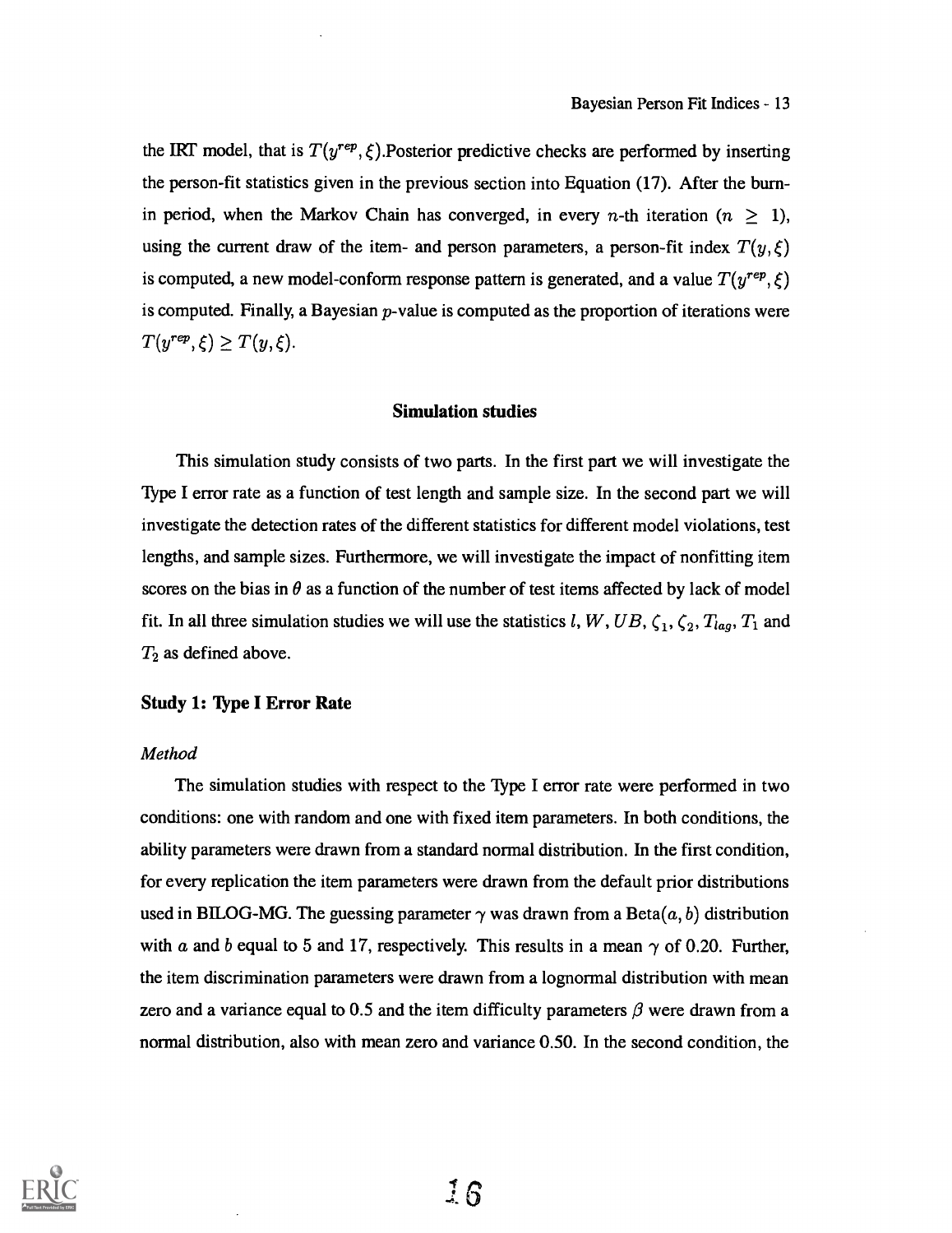the IRT model, that is $T(y^{rep}, \xi)$.Posterior predictive checks are performed by inserting the person-fit statistics given in the previous section into Equation (17). After the burn-in period, when the Markov Chain has converged, in every $n$-th iteration ($n \geq 1$), using the current draw of the item- and person parameters, a person-fit index $T(y, \xi)$ is computed, a new model-conform response pattern is generated, and a value $T(y^{rep}, \xi)$ is computed. Finally, a Bayesian $p$-value is computed as the proportion of iterations were $T(y^{rep}, \xi) \geq T(y, \xi)$.

## Simulation studies

This simulation study consists of two parts. In the first part we will investigate the Type I error rate as a function of test length and sample size. In the second part we will investigate the detection rates of the different statistics for different model violations, test lengths, and sample sizes. Furthermore, we will investigate the impact of nonfitting item scores on the bias in $\theta$ as a function of the number of test items affected by lack of model fit. In all three simulation studies we will use the statistics $l$, $W$, $UB$, $\zeta_1$, $\zeta_2$, $T_{lag}$, $T_1$ and $T_2$ as defined above.

### Study 1: Type I Error Rate

*Method*

The simulation studies with respect to the Type I error rate were performed in two conditions: one with random and one with fixed item parameters. In both conditions, the ability parameters were drawn from a standard normal distribution. In the first condition, for every replication the item parameters were drawn from the default prior distributions used in BILOG-MG. The guessing parameter $\gamma$ was drawn from a Beta$(a, b)$ distribution with $a$ and $b$ equal to 5 and 17, respectively. This results in a mean $\gamma$ of 0.20. Further, the item discrimination parameters were drawn from a lognormal distribution with mean zero and a variance equal to 0.5 and the item difficulty parameters $\beta$ were drawn from a normal distribution, also with mean zero and variance 0.50. In the second condition, the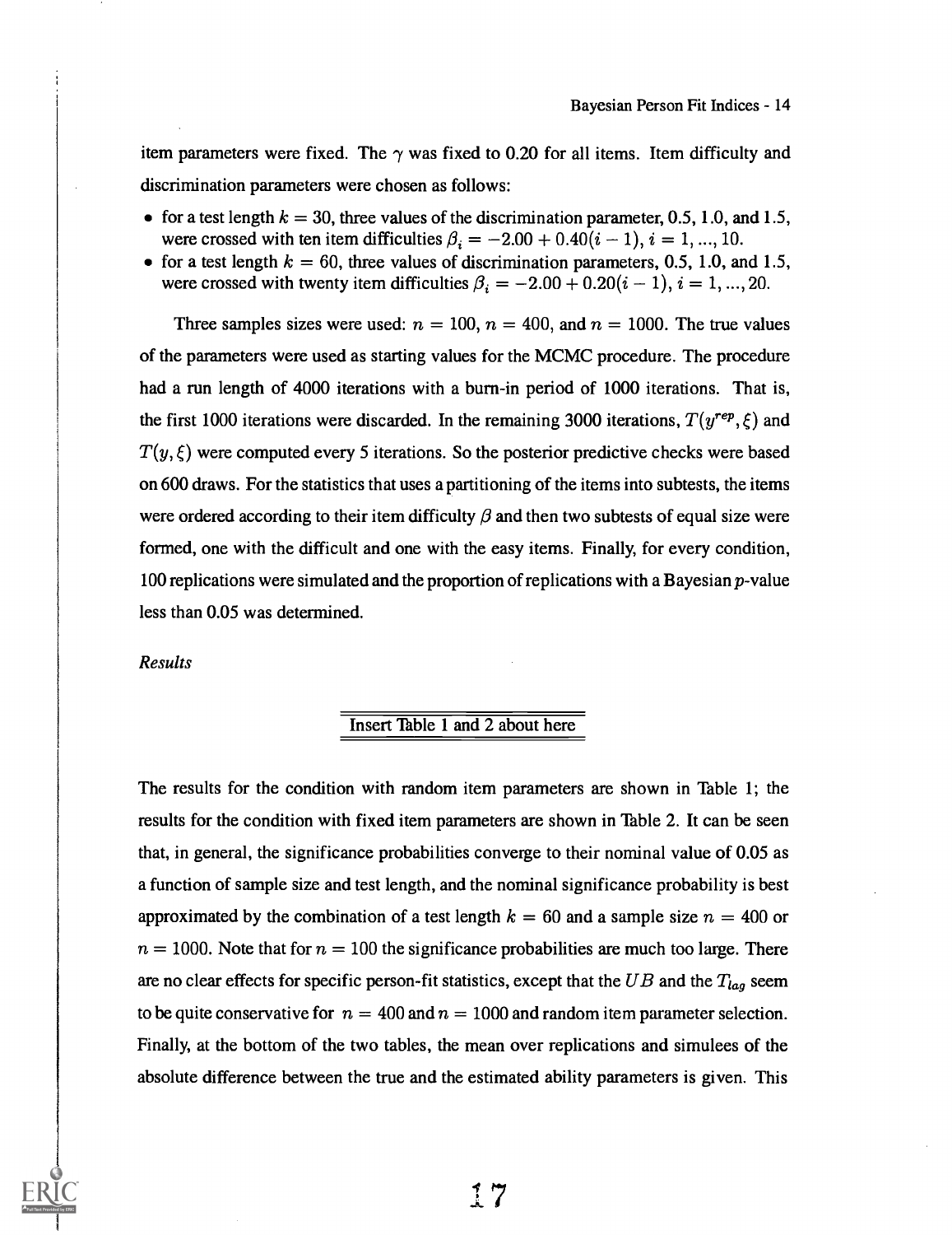item parameters were fixed. The $\gamma$ was fixed to 0.20 for all items. Item difficulty and discrimination parameters were chosen as follows:

- for a test length $k = 30$, three values of the discrimination parameter, 0.5, 1.0, and 1.5, were crossed with ten item difficulties $\beta_i = -2.00 + 0.40(i - 1)$, $i = 1, ..., 10$.
- for a test length $k = 60$, three values of discrimination parameters, 0.5, 1.0, and 1.5, were crossed with twenty item difficulties $\beta_i = -2.00 + 0.20(i - 1)$, $i = 1, ..., 20$.

Three samples sizes were used: $n = 100$, $n = 400$, and $n = 1000$. The true values of the parameters were used as starting values for the MCMC procedure. The procedure had a run length of 4000 iterations with a burn-in period of 1000 iterations. That is, the first 1000 iterations were discarded. In the remaining 3000 iterations, $T(y^{rep}, \xi)$ and $T(y, \xi)$ were computed every 5 iterations. So the posterior predictive checks were based on 600 draws. For the statistics that uses a partitioning of the items into subtests, the items were ordered according to their item difficulty $\beta$ and then two subtests of equal size were formed, one with the difficult and one with the easy items. Finally, for every condition, 100 replications were simulated and the proportion of replications with a Bayesian $p$-value less than 0.05 was determined.

*Results*

Insert Table 1 and 2 about here

The results for the condition with random item parameters are shown in Table 1; the results for the condition with fixed item parameters are shown in Table 2. It can be seen that, in general, the significance probabilities converge to their nominal value of 0.05 as a function of sample size and test length, and the nominal significance probability is best approximated by the combination of a test length $k = 60$ and a sample size $n = 400$ or $n = 1000$. Note that for $n = 100$ the significance probabilities are much too large. There are no clear effects for specific person-fit statistics, except that the $UB$ and the $T_{lag}$ seem to be quite conservative for $n = 400$ and $n = 1000$ and random item parameter selection. Finally, at the bottom of the two tables, the mean over replications and simulees of the absolute difference between the true and the estimated ability parameters is given. This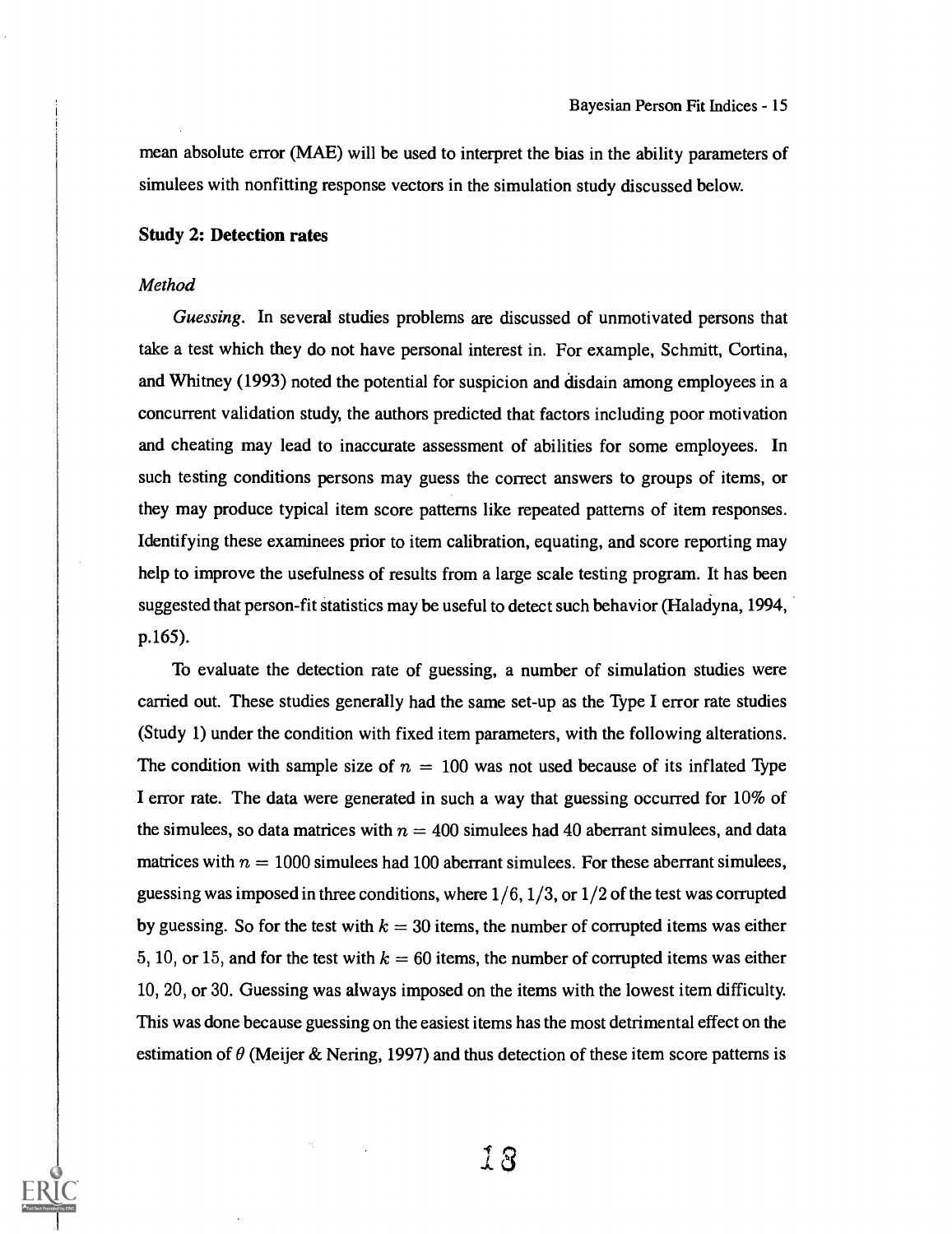mean absolute error (MAE) will be used to interpret the bias in the ability parameters of simulees with nonfitting response vectors in the simulation study discussed below.

### Study 2: Detection rates

#### *Method*

*Guessing.* In several studies problems are discussed of unmotivated persons that take a test which they do not have personal interest in. For example, Schmitt, Cortina, and Whitney (1993) noted the potential for suspicion and disdain among employees in a concurrent validation study, the authors predicted that factors including poor motivation and cheating may lead to inaccurate assessment of abilities for some employees. In such testing conditions persons may guess the correct answers to groups of items, or they may produce typical item score patterns like repeated patterns of item responses. Identifying these examinees prior to item calibration, equating, and score reporting may help to improve the usefulness of results from a large scale testing program. It has been suggested that person-fit statistics may be useful to detect such behavior (Haladyna, 1994, p.165).

To evaluate the detection rate of guessing, a number of simulation studies were carried out. These studies generally had the same set-up as the Type I error rate studies (Study 1) under the condition with fixed item parameters, with the following alterations. The condition with sample size of $n = 100$ was not used because of its inflated Type I error rate. The data were generated in such a way that guessing occurred for 10% of the simulees, so data matrices with $n = 400$ simulees had 40 aberrant simulees, and data matrices with $n = 1000$ simulees had 100 aberrant simulees. For these aberrant simulees, guessing was imposed in three conditions, where $1/6$, $1/3$, or $1/2$ of the test was corrupted by guessing. So for the test with $k = 30$ items, the number of corrupted items was either 5, 10, or 15, and for the test with $k = 60$ items, the number of corrupted items was either 10, 20, or 30. Guessing was always imposed on the items with the lowest item difficulty. This was done because guessing on the easiest items has the most detrimental effect on the estimation of $\theta$ (Meijer & Nering, 1997) and thus detection of these item score patterns is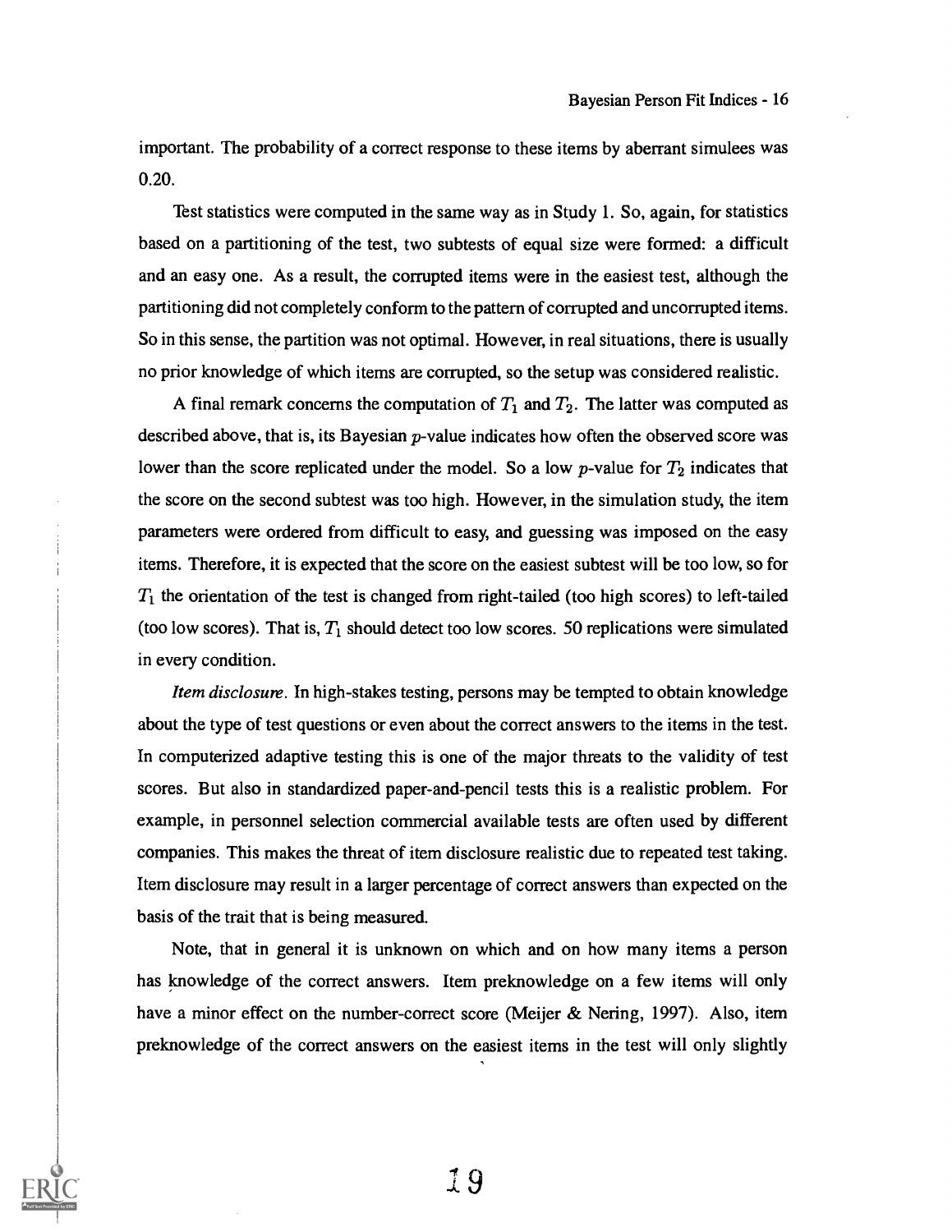important. The probability of a correct response to these items by aberrant simulees was 0.20.

Test statistics were computed in the same way as in Study 1. So, again, for statistics based on a partitioning of the test, two subtests of equal size were formed: a difficult and an easy one. As a result, the corrupted items were in the easiest test, although the partitioning did not completely conform to the pattern of corrupted and uncorrupted items. So in this sense, the partition was not optimal. However, in real situations, there is usually no prior knowledge of which items are corrupted, so the setup was considered realistic.

A final remark concerns the computation of $T_1$ and $T_2$. The latter was computed as described above, that is, its Bayesian $p$-value indicates how often the observed score was lower than the score replicated under the model. So a low $p$-value for $T_2$ indicates that the score on the second subtest was too high. However, in the simulation study, the item parameters were ordered from difficult to easy, and guessing was imposed on the easy items. Therefore, it is expected that the score on the easiest subtest will be too low, so for $T_1$ the orientation of the test is changed from right-tailed (too high scores) to left-tailed (too low scores). That is, $T_1$ should detect too low scores. 50 replications were simulated in every condition.

*Item disclosure.* In high-stakes testing, persons may be tempted to obtain knowledge about the type of test questions or even about the correct answers to the items in the test. In computerized adaptive testing this is one of the major threats to the validity of test scores. But also in standardized paper-and-pencil tests this is a realistic problem. For example, in personnel selection commercial available tests are often used by different companies. This makes the threat of item disclosure realistic due to repeated test taking. Item disclosure may result in a larger percentage of correct answers than expected on the basis of the trait that is being measured.

Note, that in general it is unknown on which and on how many items a person has knowledge of the correct answers. Item preknowledge on a few items will only have a minor effect on the number-correct score (Meijer & Nering, 1997). Also, item preknowledge of the correct answers on the easiest items in the test will only slightly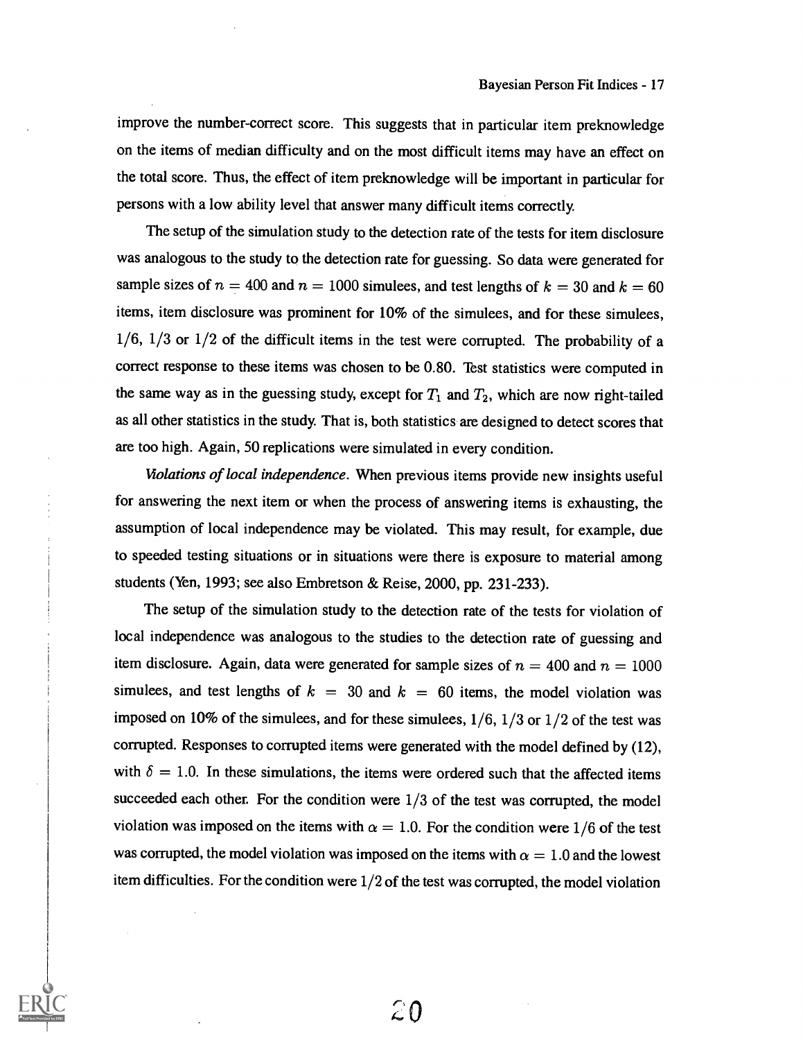improve the number-correct score. This suggests that in particular item preknowledge on the items of median difficulty and on the most difficult items may have an effect on the total score. Thus, the effect of item preknowledge will be important in particular for persons with a low ability level that answer many difficult items correctly.

The setup of the simulation study to the detection rate of the tests for item disclosure was analogous to the study to the detection rate for guessing. So data were generated for sample sizes of $n = 400$ and $n = 1000$ simulees, and test lengths of $k = 30$ and $k = 60$ items, item disclosure was prominent for 10% of the simulees, and for these simulees, $1/6$, $1/3$ or $1/2$ of the difficult items in the test were corrupted. The probability of a correct response to these items was chosen to be 0.80. Test statistics were computed in the same way as in the guessing study, except for $T_1$ and $T_2$, which are now right-tailed as all other statistics in the study. That is, both statistics are designed to detect scores that are too high. Again, 50 replications were simulated in every condition.

*Violations of local independence*. When previous items provide new insights useful for answering the next item or when the process of answering items is exhausting, the assumption of local independence may be violated. This may result, for example, due to speeded testing situations or in situations were there is exposure to material among students (Yen, 1993; see also Embretson & Reise, 2000, pp. 231-233).

The setup of the simulation study to the detection rate of the tests for violation of local independence was analogous to the studies to the detection rate of guessing and item disclosure. Again, data were generated for sample sizes of $n = 400$ and $n = 1000$ simulees, and test lengths of $k = 30$ and $k = 60$ items, the model violation was imposed on 10% of the simulees, and for these simulees, $1/6$, $1/3$ or $1/2$ of the test was corrupted. Responses to corrupted items were generated with the model defined by (12), with $\delta = 1.0$. In these simulations, the items were ordered such that the affected items succeeded each other. For the condition were $1/3$ of the test was corrupted, the model violation was imposed on the items with $\alpha = 1.0$. For the condition were $1/6$ of the test was corrupted, the model violation was imposed on the items with $\alpha = 1.0$ and the lowest item difficulties. For the condition were $1/2$ of the test was corrupted, the model violation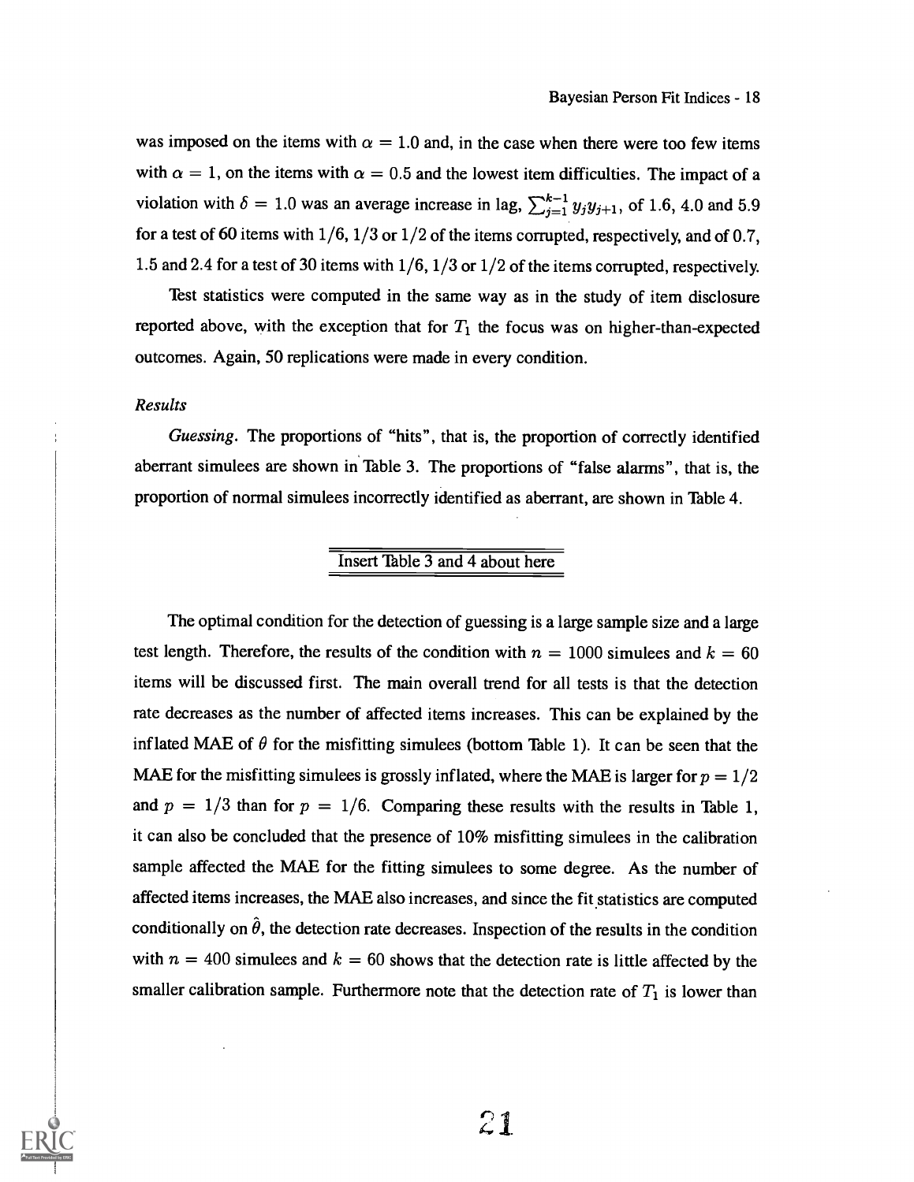was imposed on the items with $\alpha = 1.0$ and, in the case when there were too few items with $\alpha = 1$, on the items with $\alpha = 0.5$ and the lowest item difficulties. The impact of a violation with $\delta = 1.0$ was an average increase in lag, $\sum_{j=1}^{k-1} y_j y_{j+1}$, of 1.6, 4.0 and 5.9 for a test of 60 items with $1/6$, $1/3$ or $1/2$ of the items corrupted, respectively, and of 0.7, 1.5 and 2.4 for a test of 30 items with $1/6$, $1/3$ or $1/2$ of the items corrupted, respectively.

Test statistics were computed in the same way as in the study of item disclosure reported above, with the exception that for $T_1$ the focus was on higher-than-expected outcomes. Again, 50 replications were made in every condition.

*Results*

*Guessing*. The proportions of "hits", that is, the proportion of correctly identified aberrant simulees are shown in Table 3. The proportions of "false alarms", that is, the proportion of normal simulees incorrectly identified as aberrant, are shown in Table 4.

Insert Table 3 and 4 about here

The optimal condition for the detection of guessing is a large sample size and a large test length. Therefore, the results of the condition with $n = 1000$ simulees and $k = 60$ items will be discussed first. The main overall trend for all tests is that the detection rate decreases as the number of affected items increases. This can be explained by the inflated MAE of $\theta$ for the misfitting simulees (bottom Table 1). It can be seen that the MAE for the misfitting simulees is grossly inflated, where the MAE is larger for $p = 1/2$ and $p = 1/3$ than for $p = 1/6$. Comparing these results with the results in Table 1, it can also be concluded that the presence of 10% misfitting simulees in the calibration sample affected the MAE for the fitting simulees to some degree. As the number of affected items increases, the MAE also increases, and since the fit statistics are computed conditionally on $\hat{\theta}$, the detection rate decreases. Inspection of the results in the condition with $n = 400$ simulees and $k = 60$ shows that the detection rate is little affected by the smaller calibration sample. Furthermore note that the detection rate of $T_1$ is lower than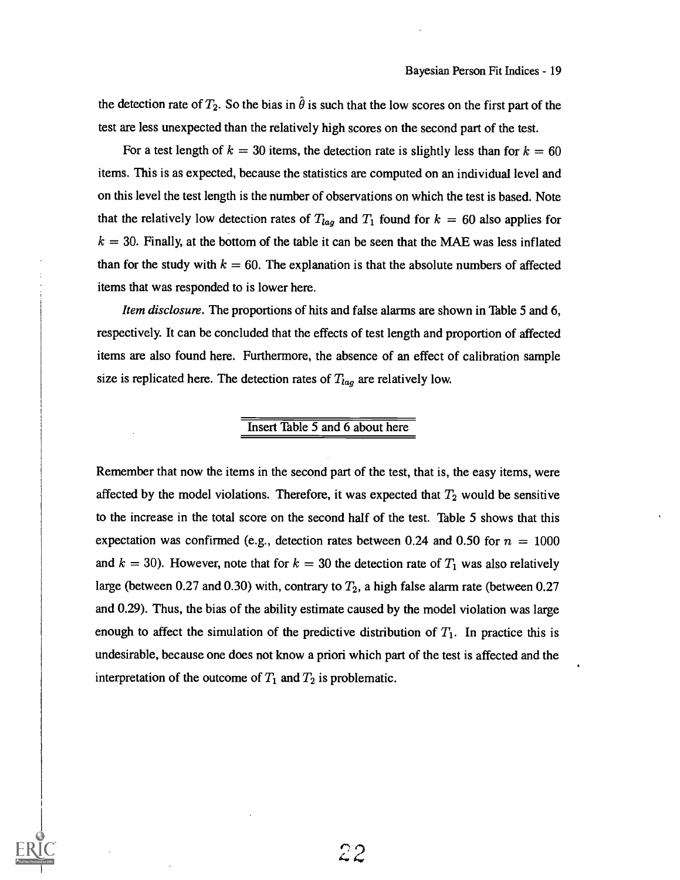the detection rate of $T_2$. So the bias in $\hat{\theta}$ is such that the low scores on the first part of the test are less unexpected than the relatively high scores on the second part of the test.

For a test length of $k = 30$ items, the detection rate is slightly less than for $k = 60$ items. This is as expected, because the statistics are computed on an individual level and on this level the test length is the number of observations on which the test is based. Note that the relatively low detection rates of $T_{lag}$ and $T_1$ found for $k = 60$ also applies for $k = 30$. Finally, at the bottom of the table it can be seen that the MAE was less inflated than for the study with $k = 60$. The explanation is that the absolute numbers of affected items that was responded to is lower here.

*Item disclosure.* The proportions of hits and false alarms are shown in Table 5 and 6, respectively. It can be concluded that the effects of test length and proportion of affected items are also found here. Furthermore, the absence of an effect of calibration sample size is replicated here. The detection rates of $T_{lag}$ are relatively low.

Insert Table 5 and 6 about here

Remember that now the items in the second part of the test, that is, the easy items, were affected by the model violations. Therefore, it was expected that $T_2$ would be sensitive to the increase in the total score on the second half of the test. Table 5 shows that this expectation was confirmed (e.g., detection rates between 0.24 and 0.50 for $n = 1000$ and $k = 30$). However, note that for $k = 30$ the detection rate of $T_1$ was also relatively large (between 0.27 and 0.30) with, contrary to $T_2$, a high false alarm rate (between 0.27 and 0.29). Thus, the bias of the ability estimate caused by the model violation was large enough to affect the simulation of the predictive distribution of $T_1$. In practice this is undesirable, because one does not know a priori which part of the test is affected and the interpretation of the outcome of $T_1$ and $T_2$ is problematic.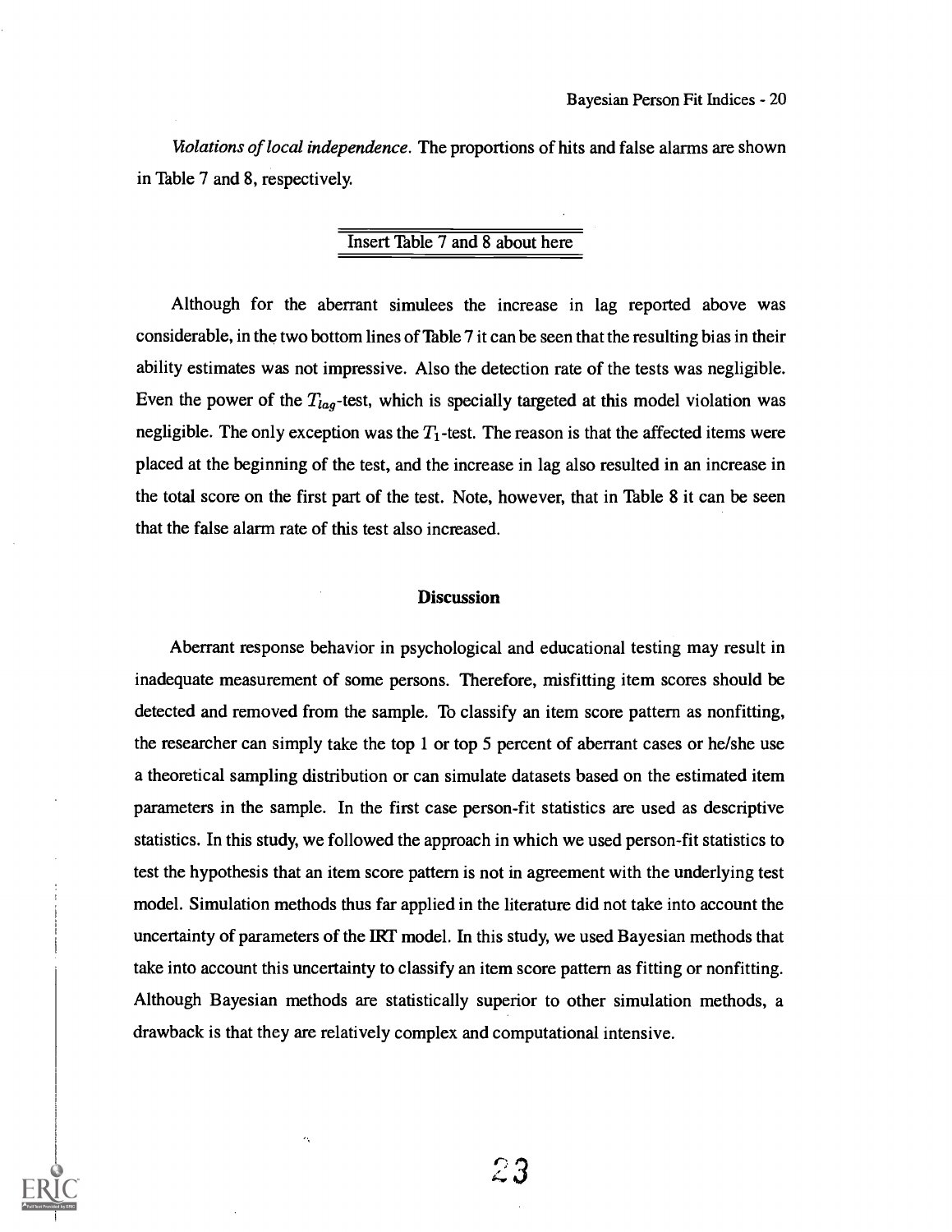*Violations of local independence.* The proportions of hits and false alarms are shown in Table 7 and 8, respectively.

Insert Table 7 and 8 about here

Although for the aberrant simulees the increase in lag reported above was considerable, in the two bottom lines of Table 7 it can be seen that the resulting bias in their ability estimates was not impressive. Also the detection rate of the tests was negligible. Even the power of the $T_{lag}$-test, which is specially targeted at this model violation was negligible. The only exception was the $T_1$-test. The reason is that the affected items were placed at the beginning of the test, and the increase in lag also resulted in an increase in the total score on the first part of the test. Note, however, that in Table 8 it can be seen that the false alarm rate of this test also increased.

## Discussion

Aberrant response behavior in psychological and educational testing may result in inadequate measurement of some persons. Therefore, misfitting item scores should be detected and removed from the sample. To classify an item score pattern as nonfitting, the researcher can simply take the top 1 or top 5 percent of aberrant cases or he/she use a theoretical sampling distribution or can simulate datasets based on the estimated item parameters in the sample. In the first case person-fit statistics are used as descriptive statistics. In this study, we followed the approach in which we used person-fit statistics to test the hypothesis that an item score pattern is not in agreement with the underlying test model. Simulation methods thus far applied in the literature did not take into account the uncertainty of parameters of the IRT model. In this study, we used Bayesian methods that take into account this uncertainty to classify an item score pattern as fitting or nonfitting. Although Bayesian methods are statistically superior to other simulation methods, a drawback is that they are relatively complex and computational intensive.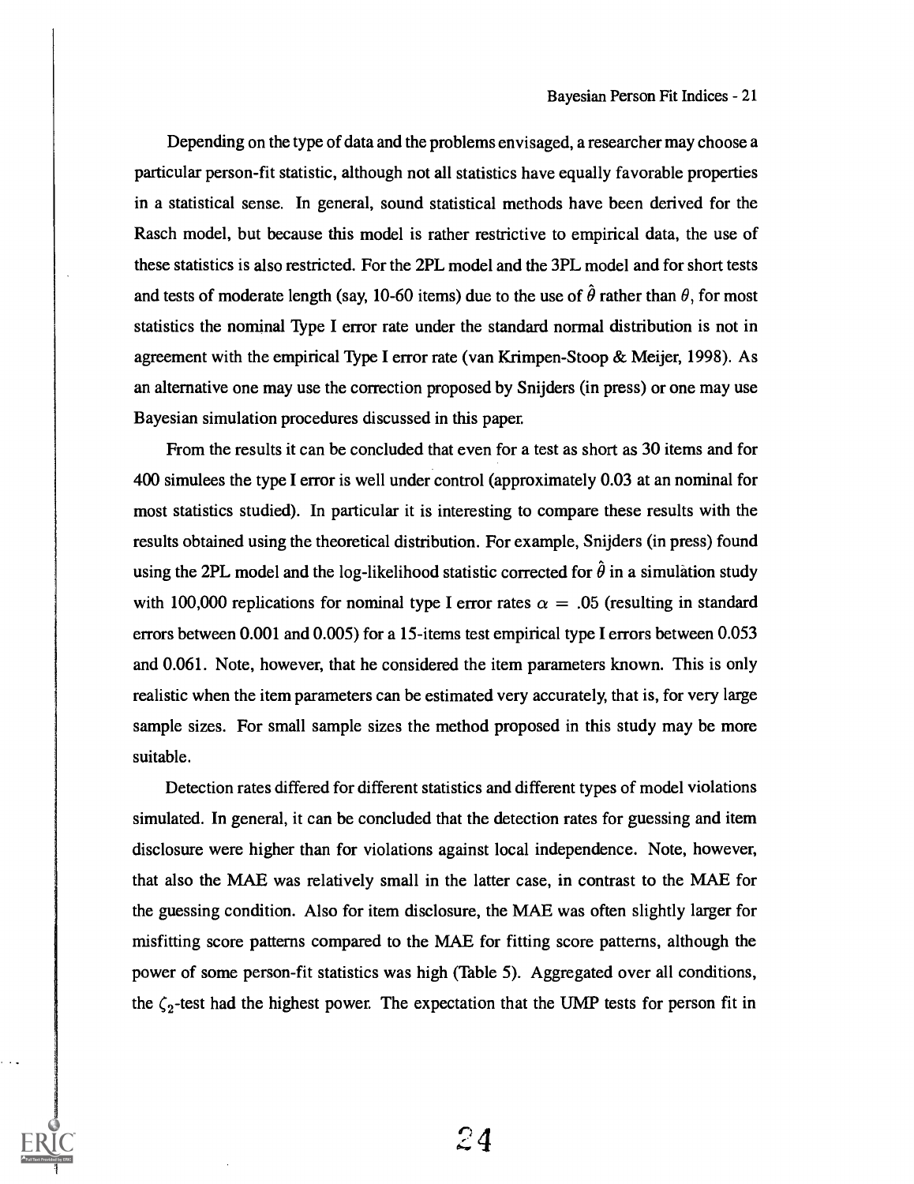Depending on the type of data and the problems envisaged, a researcher may choose a particular person-fit statistic, although not all statistics have equally favorable properties in a statistical sense. In general, sound statistical methods have been derived for the Rasch model, but because this model is rather restrictive to empirical data, the use of these statistics is also restricted. For the 2PL model and the 3PL model and for short tests and tests of moderate length (say, 10-60 items) due to the use of $\hat{\theta}$ rather than $\theta$, for most statistics the nominal Type I error rate under the standard normal distribution is not in agreement with the empirical Type I error rate (van Krimpen-Stoop & Meijer, 1998). As an alternative one may use the correction proposed by Snijders (in press) or one may use Bayesian simulation procedures discussed in this paper.

From the results it can be concluded that even for a test as short as 30 items and for 400 simulees the type I error is well under control (approximately 0.03 at an nominal for most statistics studied). In particular it is interesting to compare these results with the results obtained using the theoretical distribution. For example, Snijders (in press) found using the 2PL model and the log-likelihood statistic corrected for $\hat{\theta}$ in a simulation study with 100,000 replications for nominal type I error rates $\alpha = .05$ (resulting in standard errors between 0.001 and 0.005) for a 15-items test empirical type I errors between 0.053 and 0.061. Note, however, that he considered the item parameters known. This is only realistic when the item parameters can be estimated very accurately, that is, for very large sample sizes. For small sample sizes the method proposed in this study may be more suitable.

Detection rates differed for different statistics and different types of model violations simulated. In general, it can be concluded that the detection rates for guessing and item disclosure were higher than for violations against local independence. Note, however, that also the MAE was relatively small in the latter case, in contrast to the MAE for the guessing condition. Also for item disclosure, the MAE was often slightly larger for misfitting score patterns compared to the MAE for fitting score patterns, although the power of some person-fit statistics was high (Table 5). Aggregated over all conditions, the $\zeta_2$-test had the highest power. The expectation that the UMP tests for person fit in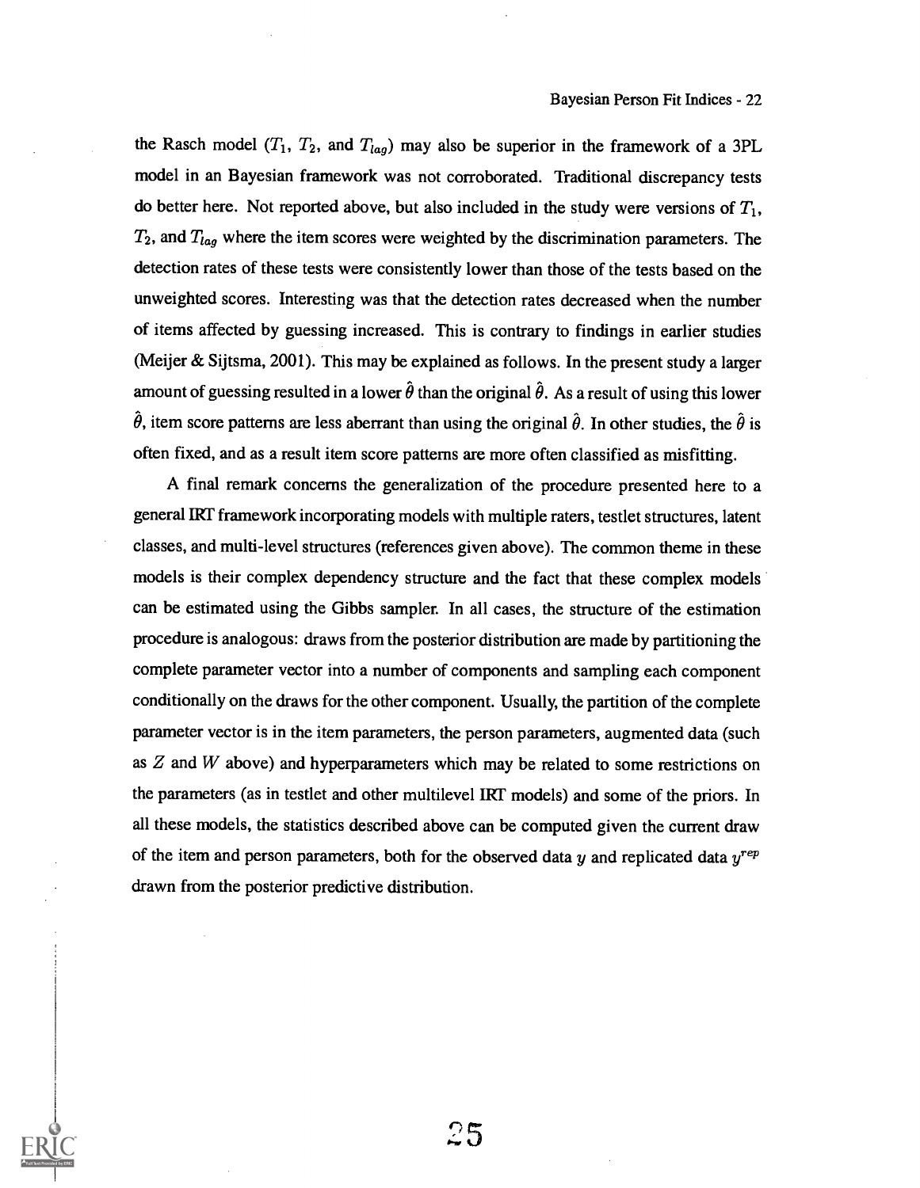the Rasch model ($T_1$, $T_2$, and $T_{lag}$) may also be superior in the framework of a 3PL model in an Bayesian framework was not corroborated. Traditional discrepancy tests do better here. Not reported above, but also included in the study were versions of $T_1$, $T_2$, and $T_{lag}$ where the item scores were weighted by the discrimination parameters. The detection rates of these tests were consistently lower than those of the tests based on the unweighted scores. Interesting was that the detection rates decreased when the number of items affected by guessing increased. This is contrary to findings in earlier studies (Meijer & Sijtsma, 2001). This may be explained as follows. In the present study a larger amount of guessing resulted in a lower $\hat{\theta}$ than the original $\hat{\theta}$. As a result of using this lower $\hat{\theta}$, item score patterns are less aberrant than using the original $\hat{\theta}$. In other studies, the $\hat{\theta}$ is often fixed, and as a result item score patterns are more often classified as misfitting.

A final remark concerns the generalization of the procedure presented here to a general IRT framework incorporating models with multiple raters, testlet structures, latent classes, and multi-level structures (references given above). The common theme in these models is their complex dependency structure and the fact that these complex models can be estimated using the Gibbs sampler. In all cases, the structure of the estimation procedure is analogous: draws from the posterior distribution are made by partitioning the complete parameter vector into a number of components and sampling each component conditionally on the draws for the other component. Usually, the partition of the complete parameter vector is in the item parameters, the person parameters, augmented data (such as $Z$ and $W$ above) and hyperparameters which may be related to some restrictions on the parameters (as in testlet and other multilevel IRT models) and some of the priors. In all these models, the statistics described above can be computed given the current draw of the item and person parameters, both for the observed data $y$ and replicated data $y^{rep}$ drawn from the posterior predictive distribution.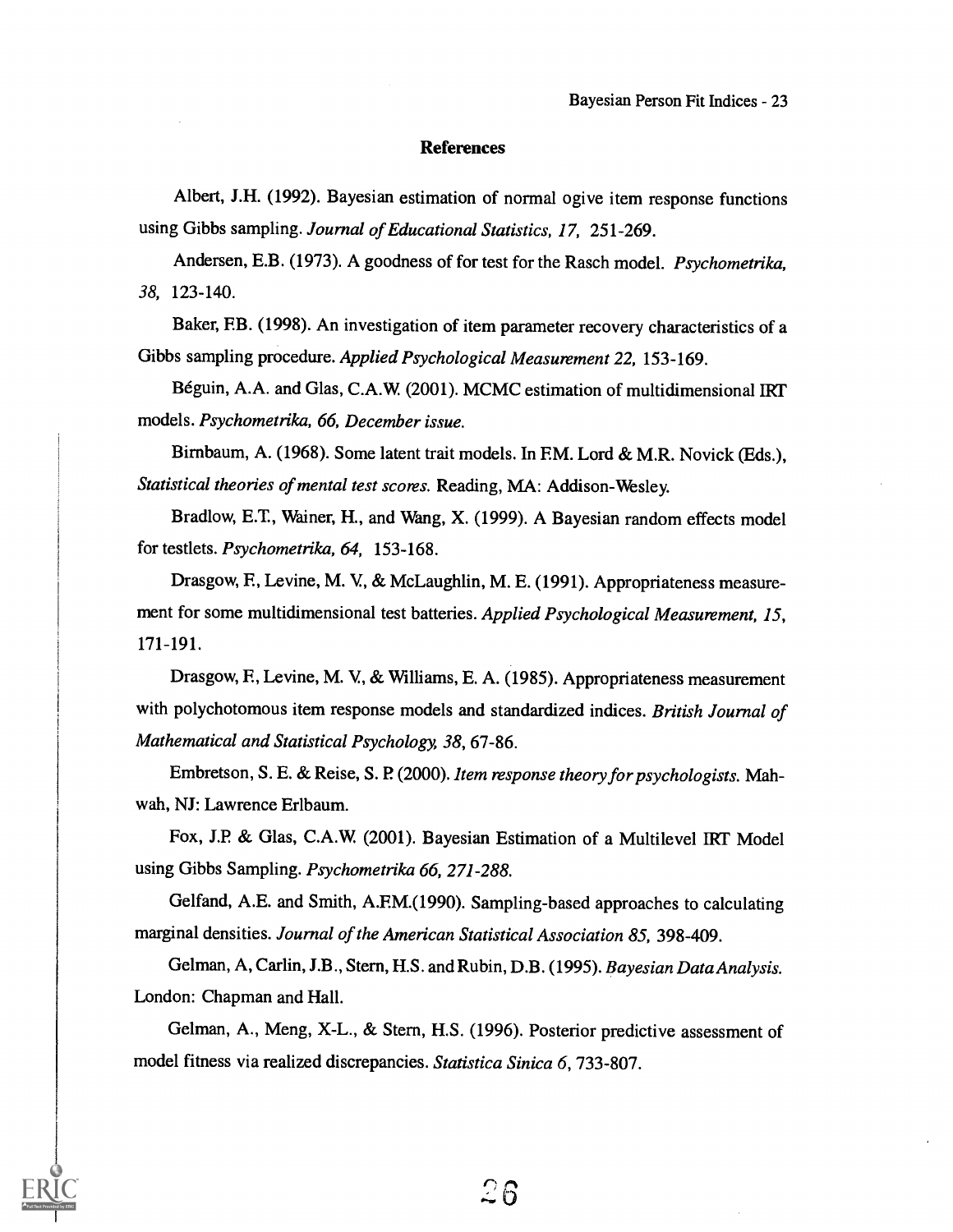## References

Albert, J.H. (1992). Bayesian estimation of normal ogive item response functions using Gibbs sampling. *Journal of Educational Statistics, 17,* 251-269.

Andersen, E.B. (1973). A goodness of for test for the Rasch model. *Psychometrika, 38,* 123-140.

Baker, F.B. (1998). An investigation of item parameter recovery characteristics of a Gibbs sampling procedure. *Applied Psychological Measurement 22,* 153-169.

Béguin, A.A. and Glas, C.A.W. (2001). MCMC estimation of multidimensional IRT models. *Psychometrika, 66, December issue.*

Birnbaum, A. (1968). Some latent trait models. In F.M. Lord & M.R. Novick (Eds.), *Statistical theories of mental test scores.* Reading, MA: Addison-Wesley.

Bradlow, E.T., Wainer, H., and Wang, X. (1999). A Bayesian random effects model for testlets. *Psychometrika, 64,* 153-168.

Drasgow, F., Levine, M. V., & McLaughlin, M. E. (1991). Appropriateness measurement for some multidimensional test batteries. *Applied Psychological Measurement, 15,* 171-191.

Drasgow, F., Levine, M. V., & Williams, E. A. (1985). Appropriateness measurement with polychotomous item response models and standardized indices. *British Journal of Mathematical and Statistical Psychology, 38,* 67-86.

Embretson, S. E. & Reise, S. P. (2000). *Item response theory for psychologists.* Mahwah, NJ: Lawrence Erlbaum.

Fox, J.P. & Glas, C.A.W. (2001). Bayesian Estimation of a Multilevel IRT Model using Gibbs Sampling. *Psychometrika 66, 271-288.*

Gelfand, A.E. and Smith, A.F.M.(1990). Sampling-based approaches to calculating marginal densities. *Journal of the American Statistical Association 85,* 398-409.

Gelman, A, Carlin, J.B., Stern, H.S. and Rubin, D.B. (1995). *Bayesian Data Analysis.* London: Chapman and Hall.

Gelman, A., Meng, X-L., & Stern, H.S. (1996). Posterior predictive assessment of model fitness via realized discrepancies. *Statistica Sinica 6,* 733-807.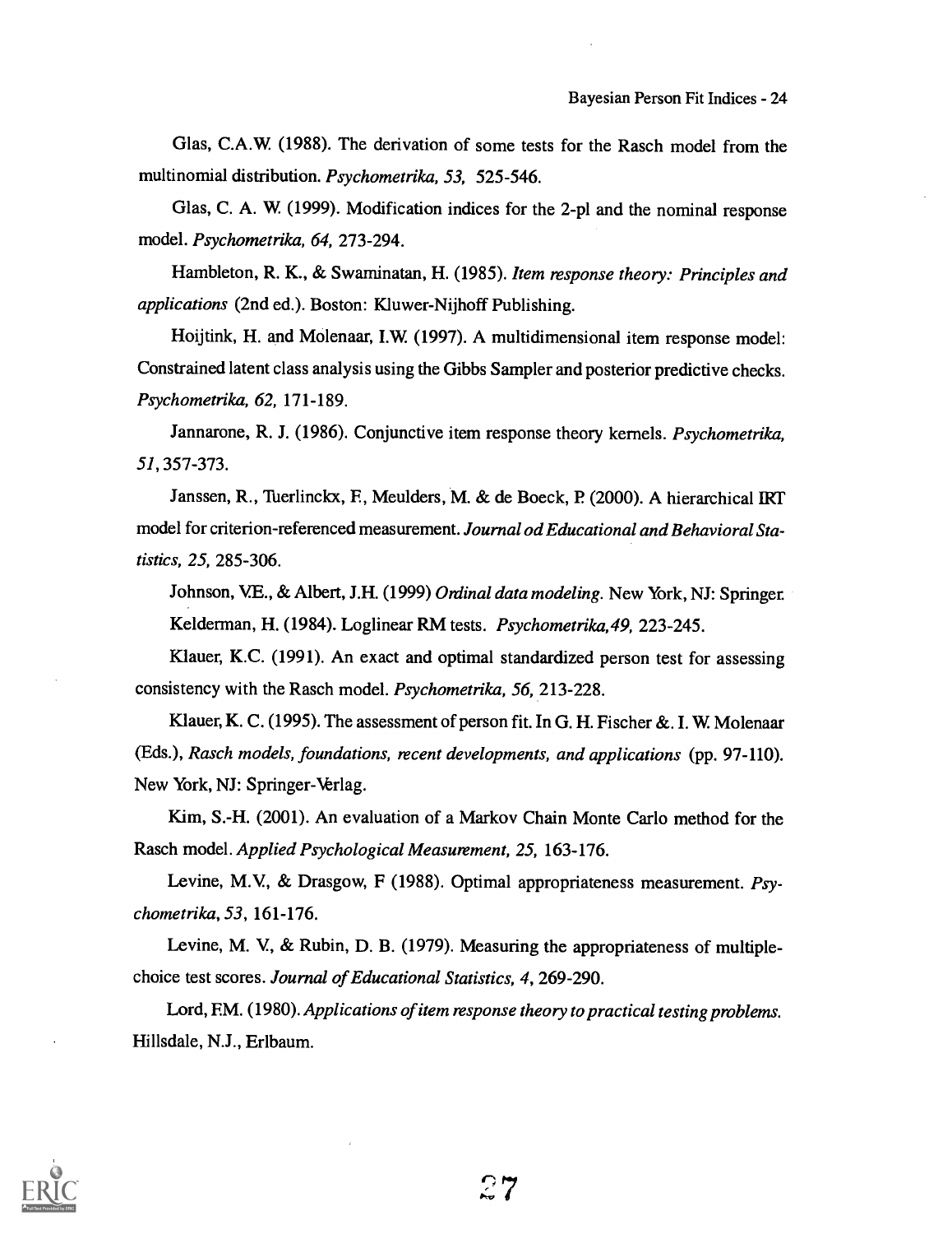Glas, C.A.W. (1988). The derivation of some tests for the Rasch model from the multinomial distribution. *Psychometrika, 53,* 525-546.

Glas, C. A. W. (1999). Modification indices for the 2-pl and the nominal response model. *Psychometrika, 64,* 273-294.

Hambleton, R. K., & Swaminatan, H. (1985). *Item response theory: Principles and applications* (2nd ed.). Boston: Kluwer-Nijhoff Publishing.

Hoijtink, H. and Molenaar, I.W. (1997). A multidimensional item response model: Constrained latent class analysis using the Gibbs Sampler and posterior predictive checks. *Psychometrika, 62,* 171-189.

Jannarone, R. J. (1986). Conjunctive item response theory kernels. *Psychometrika, 51,* 357-373.

Janssen, R., Tuerlinckx, F., Meulders, M. & de Boeck, P. (2000). A hierarchical IRT model for criterion-referenced measurement. *Journal od Educational and Behavioral Statistics, 25,* 285-306.

Johnson, V.E., & Albert, J.H. (1999) *Ordinal data modeling.* New York, NJ: Springer.

Kelderman, H. (1984). Loglinear RM tests. *Psychometrika, 49,* 223-245.

Klauer, K.C. (1991). An exact and optimal standardized person test for assessing consistency with the Rasch model. *Psychometrika, 56,* 213-228.

Klauer, K. C. (1995). The assessment of person fit. In G. H. Fischer &. I. W. Molenaar (Eds.), *Rasch models, foundations, recent developments, and applications* (pp. 97-110). New York, NJ: Springer-Verlag.

Kim, S.-H. (2001). An evaluation of a Markov Chain Monte Carlo method for the Rasch model. *Applied Psychological Measurement, 25,* 163-176.

Levine, M.V., & Drasgow, F (1988). Optimal appropriateness measurement. *Psychometrika, 53,* 161-176.

Levine, M. V., & Rubin, D. B. (1979). Measuring the appropriateness of multiple-choice test scores. *Journal of Educational Statistics, 4,* 269-290.

Lord, F.M. (1980). *Applications of item response theory to practical testing problems.* Hillsdale, N.J., Erlbaum.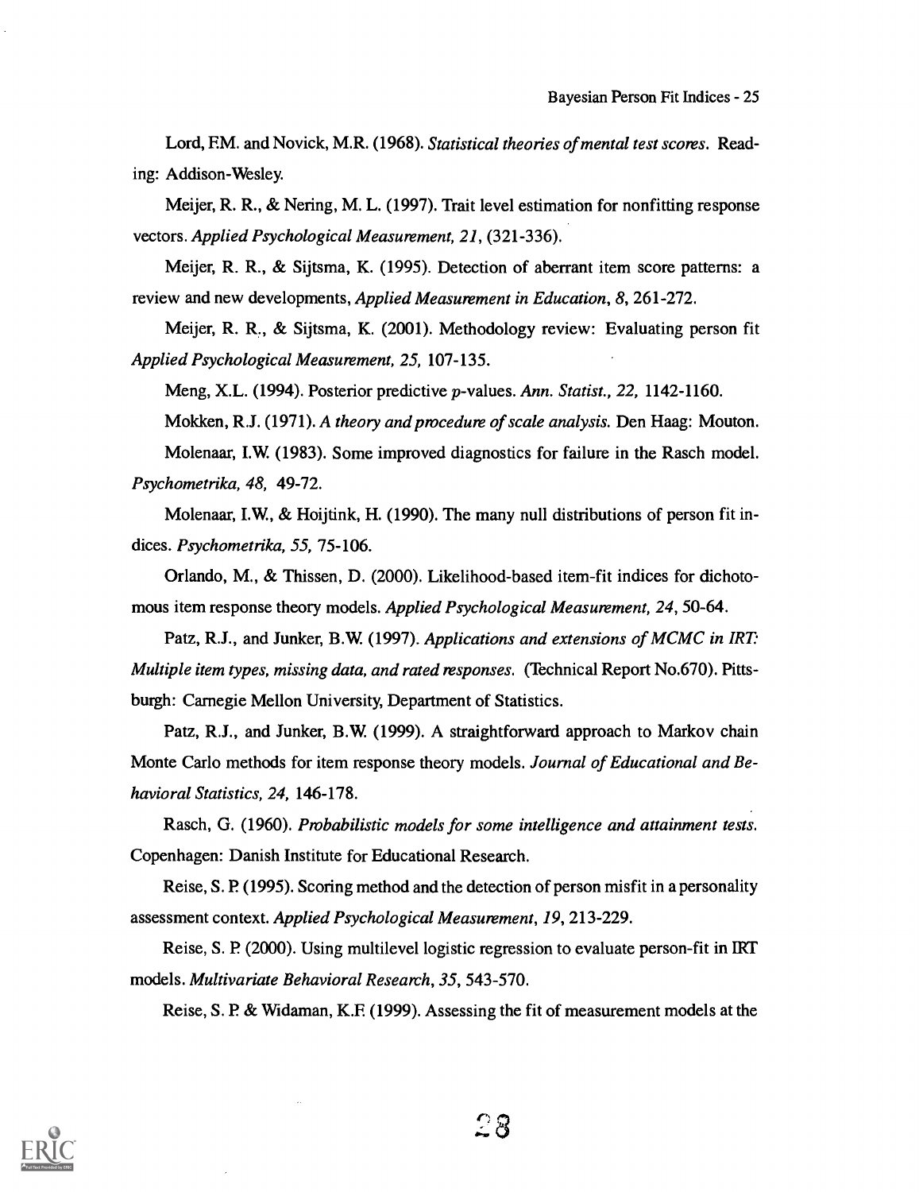Lord, F.M. and Novick, M.R. (1968). *Statistical theories of mental test scores*. Reading: Addison-Wesley.

Meijer, R. R., & Nering, M. L. (1997). Trait level estimation for nonfitting response vectors. *Applied Psychological Measurement, 21*, (321-336).

Meijer, R. R., & Sijtsma, K. (1995). Detection of aberrant item score patterns: a review and new developments, *Applied Measurement in Education, 8*, 261-272.

Meijer, R. R., & Sijtsma, K. (2001). Methodology review: Evaluating person fit *Applied Psychological Measurement, 25*, 107-135.

Meng, X.L. (1994). Posterior predictive $p$-values. *Ann. Statist., 22*, 1142-1160.

Mokken, R.J. (1971). *A theory and procedure of scale analysis*. Den Haag: Mouton.

Molenaar, I.W. (1983). Some improved diagnostics for failure in the Rasch model. *Psychometrika, 48*, 49-72.

Molenaar, I.W., & Hoijtink, H. (1990). The many null distributions of person fit indices. *Psychometrika, 55*, 75-106.

Orlando, M., & Thissen, D. (2000). Likelihood-based item-fit indices for dichotomous item response theory models. *Applied Psychological Measurement, 24*, 50-64.

Patz, R.J., and Junker, B.W. (1997). *Applications and extensions of MCMC in IRT: Multiple item types, missing data, and rated responses*. (Technical Report No.670). Pittsburgh: Carnegie Mellon University, Department of Statistics.

Patz, R.J., and Junker, B.W. (1999). A straightforward approach to Markov chain Monte Carlo methods for item response theory models. *Journal of Educational and Behavioral Statistics, 24*, 146-178.

Rasch, G. (1960). *Probabilistic models for some intelligence and attainment tests*. Copenhagen: Danish Institute for Educational Research.

Reise, S. P. (1995). Scoring method and the detection of person misfit in a personality assessment context. *Applied Psychological Measurement, 19*, 213-229.

Reise, S. P. (2000). Using multilevel logistic regression to evaluate person-fit in IRT models. *Multivariate Behavioral Research, 35*, 543-570.

Reise, S. P. & Widaman, K.F. (1999). Assessing the fit of measurement models at the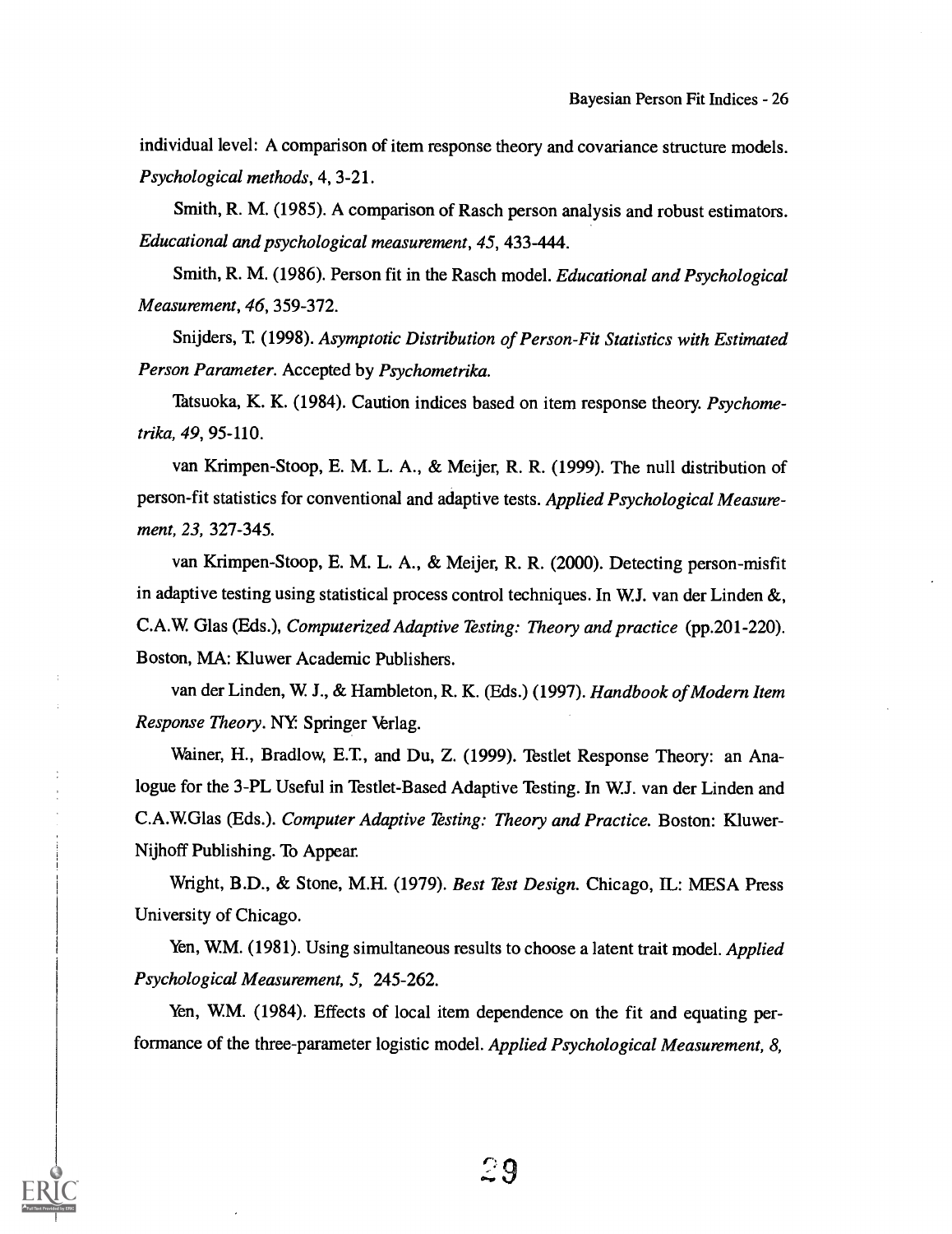individual level: A comparison of item response theory and covariance structure models. *Psychological methods*, 4, 3-21.

Smith, R. M. (1985). A comparison of Rasch person analysis and robust estimators. *Educational and psychological measurement*, *45*, 433-444.

Smith, R. M. (1986). Person fit in the Rasch model. *Educational and Psychological Measurement*, *46*, 359-372.

Snijders, T. (1998). *Asymptotic Distribution of Person-Fit Statistics with Estimated Person Parameter*. Accepted by *Psychometrika*.

Tatsuoka, K. K. (1984). Caution indices based on item response theory. *Psychometrika, 49*, 95-110.

van Krimpen-Stoop, E. M. L. A., & Meijer, R. R. (1999). The null distribution of person-fit statistics for conventional and adaptive tests. *Applied Psychological Measurement, 23,* 327-345.

van Krimpen-Stoop, E. M. L. A., & Meijer, R. R. (2000). Detecting person-misfit in adaptive testing using statistical process control techniques. In W.J. van der Linden &, C.A.W. Glas (Eds.), *Computerized Adaptive Testing: Theory and practice* (pp.201-220). Boston, MA: Kluwer Academic Publishers.

van der Linden, W. J., & Hambleton, R. K. (Eds.) (1997). *Handbook of Modern Item Response Theory*. NY: Springer Verlag.

Wainer, H., Bradlow, E.T., and Du, Z. (1999). Testlet Response Theory: an Analogue for the 3-PL Useful in Testlet-Based Adaptive Testing. In W.J. van der Linden and C.A.W.Glas (Eds.). *Computer Adaptive Testing: Theory and Practice.* Boston: Kluwer-Nijhoff Publishing. To Appear.

Wright, B.D., & Stone, M.H. (1979). *Best Test Design.* Chicago, IL: MESA Press University of Chicago.

Yen, W.M. (1981). Using simultaneous results to choose a latent trait model. *Applied Psychological Measurement, 5,* 245-262.

Yen, W.M. (1984). Effects of local item dependence on the fit and equating performance of the three-parameter logistic model. *Applied Psychological Measurement, 8,*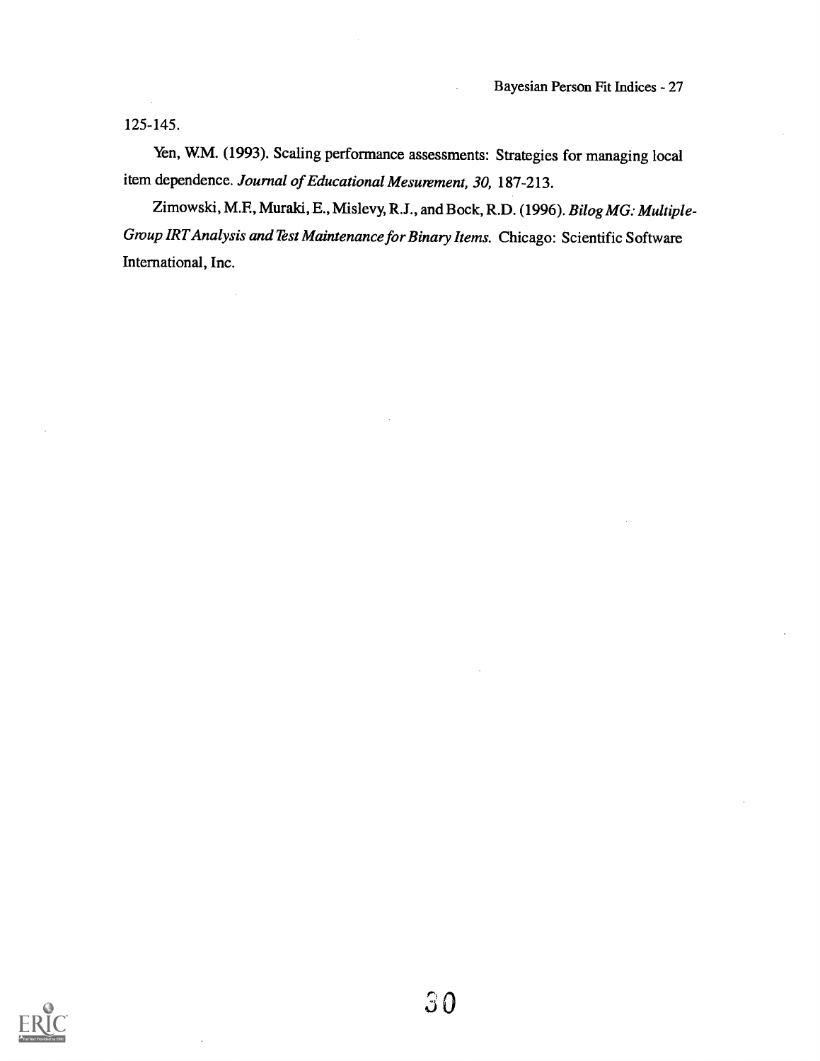125-145.

Yen, W.M. (1993). Scaling performance assessments: Strategies for managing local item dependence. *Journal of Educational Mesurement, 30,* 187-213.

Zimowski, M.F., Muraki, E., Mislevy, R.J., and Bock, R.D. (1996). *Bilog MG: Multiple-Group IRT Analysis and Test Maintenance for Binary Items.* Chicago: Scientific Software International, Inc.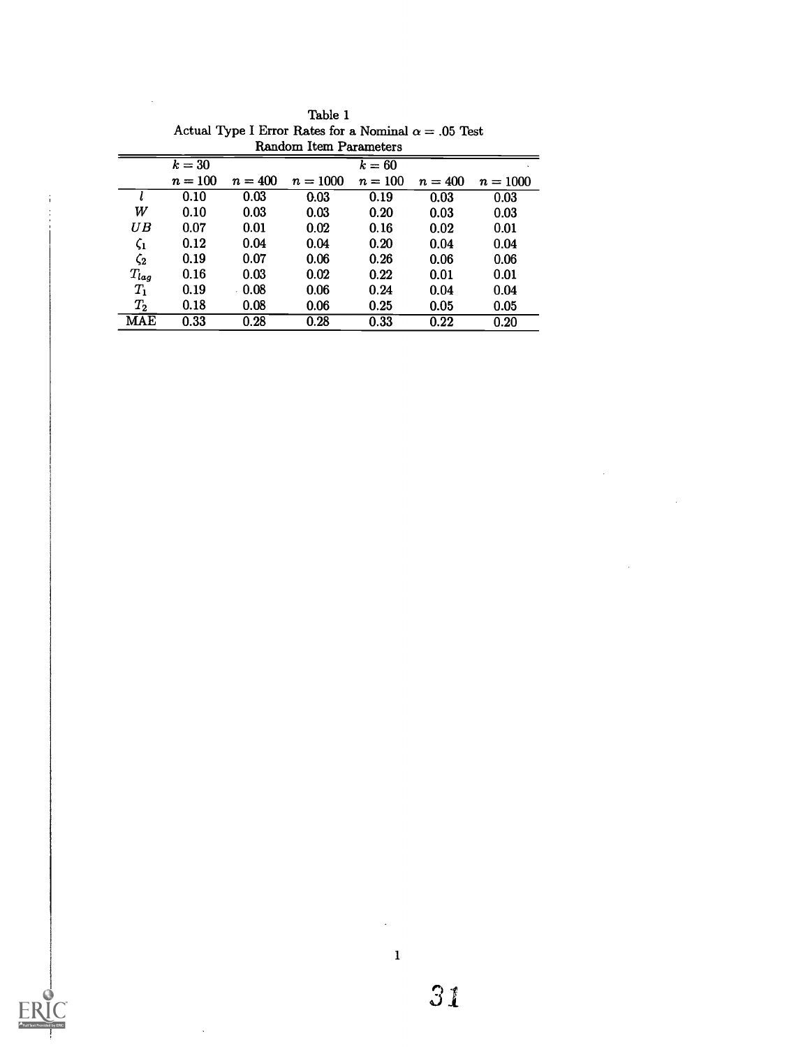Table 1
Actual Type I Error Rates for a Nominal $\alpha = .05$ Test
Random Item Parameters

| | $k = 30$ | | | $k = 60$ | | |
|---|---|---|---|---|---|---|
| | $n = 100$ | $n = 400$ | $n = 1000$ | $n = 100$ | $n = 400$ | $n = 1000$ |
| $l$ | 0.10 | 0.03 | 0.03 | 0.19 | 0.03 | 0.03 |
| $W$ | 0.10 | 0.03 | 0.03 | 0.20 | 0.03 | 0.03 |
| $UB$ | 0.07 | 0.01 | 0.02 | 0.16 | 0.02 | 0.01 |
| $\zeta_1$ | 0.12 | 0.04 | 0.04 | 0.20 | 0.04 | 0.04 |
| $\zeta_2$ | 0.19 | 0.07 | 0.06 | 0.26 | 0.06 | 0.06 |
| $T_{lag}$ | 0.16 | 0.03 | 0.02 | 0.22 | 0.01 | 0.01 |
| $T_1$ | 0.19 | 0.08 | 0.06 | 0.24 | 0.04 | 0.04 |
| $T_2$ | 0.18 | 0.08 | 0.06 | 0.25 | 0.05 | 0.05 |
| MAE | 0.33 | 0.28 | 0.28 | 0.33 | 0.22 | 0.20 |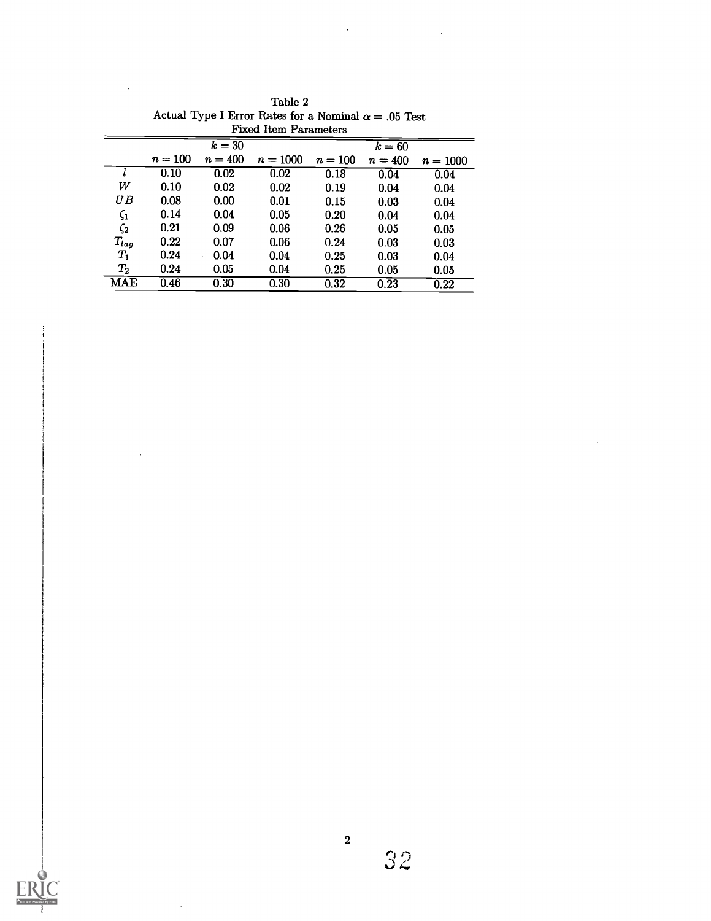Table 2
Actual Type I Error Rates for a Nominal $\alpha = .05$ Test
Fixed Item Parameters

| | $k = 30$ | | | $k = 60$ | | |
|---|---|---|---|---|---|---|
| | $n = 100$ | $n = 400$ | $n = 1000$ | $n = 100$ | $n = 400$ | $n = 1000$ |
| $l$ | 0.10 | 0.02 | 0.02 | 0.18 | 0.04 | 0.04 |
| $W$ | 0.10 | 0.02 | 0.02 | 0.19 | 0.04 | 0.04 |
| $UB$ | 0.08 | 0.00 | 0.01 | 0.15 | 0.03 | 0.04 |
| $\zeta_1$ | 0.14 | 0.04 | 0.05 | 0.20 | 0.04 | 0.04 |
| $\zeta_2$ | 0.21 | 0.09 | 0.06 | 0.26 | 0.05 | 0.05 |
| $T_{lag}$ | 0.22 | 0.07 | 0.06 | 0.24 | 0.03 | 0.03 |
| $T_1$ | 0.24 | 0.04 | 0.04 | 0.25 | 0.03 | 0.04 |
| $T_2$ | 0.24 | 0.05 | 0.04 | 0.25 | 0.05 | 0.05 |
| MAE | 0.46 | 0.30 | 0.30 | 0.32 | 0.23 | 0.22 |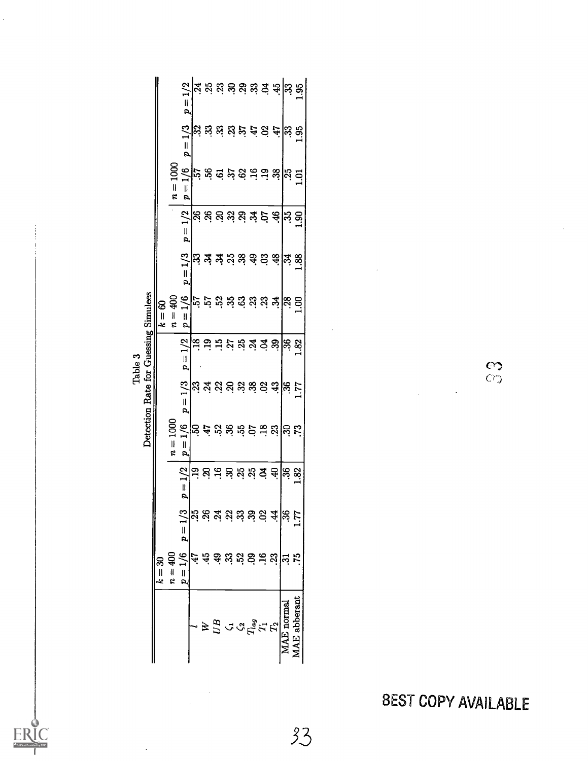Table 3
Detection Rate for Guessing Simulees

| | $k=30$ | | | | | | $k=60$ | | | | | |
|---|---|---|---|---|---|---|---|---|---|---|---|---|
| | $n=400$ | | | $n=1000$ | | | $n=400$ | | | $n=1000$ | | |
| | $p=1/6$ | $p=1/3$ | $p=1/2$ | $p=1/6$ | $p=1/3$ | $p=1/2$ | $p=1/6$ | $p=1/3$ | $p=1/2$ | $p=1/6$ | $p=1/3$ | $p=1/2$ |
| $l$ | .47 | .25 | .19 | .50 | .23 | .18 | .57 | .33 | .26 | .57 | .32 | .24 |
| $W$ | .45 | .26 | .20 | .47 | .24 | .19 | .57 | .34 | .26 | .56 | .33 | .25 |
| $UB$ | .49 | .24 | .16 | .52 | .22 | .15 | .52 | .34 | .20 | .61 | .33 | .23 |
| $\zeta_1$ | .33 | .22 | .30 | .36 | .20 | .27 | .35 | .25 | .32 | .37 | .23 | .30 |
| $\zeta_2$ | .52 | .33 | .25 | .55 | .32 | .25 | .63 | .38 | .29 | .62 | .37 | .29 |
| $T_{lag}$ | .09 | .39 | .25 | .07 | .38 | .24 | .23 | .49 | .34 | .16 | .47 | .33 |
| $T_1$ | .16 | .02 | .04 | .18 | .02 | .04 | .23 | .03 | .07 | .19 | .02 | .04 |
| $T_2$ | .23 | .44 | .40 | .23 | .43 | .39 | .34 | .48 | .46 | .38 | .47 | .45 |
| MAE normal | .31 | .36 | .36 | .30 | .36 | .36 | .28 | .34 | .35 | .25 | .33 | .33 |
| MAE abberant | .75 | 1.77 | 1.82 | .73 | 1.77 | 1.82 | 1.00 | 1.88 | 1.90 | 1.01 | 1.95 | 1.95 |

BEST COPY AVAILABLE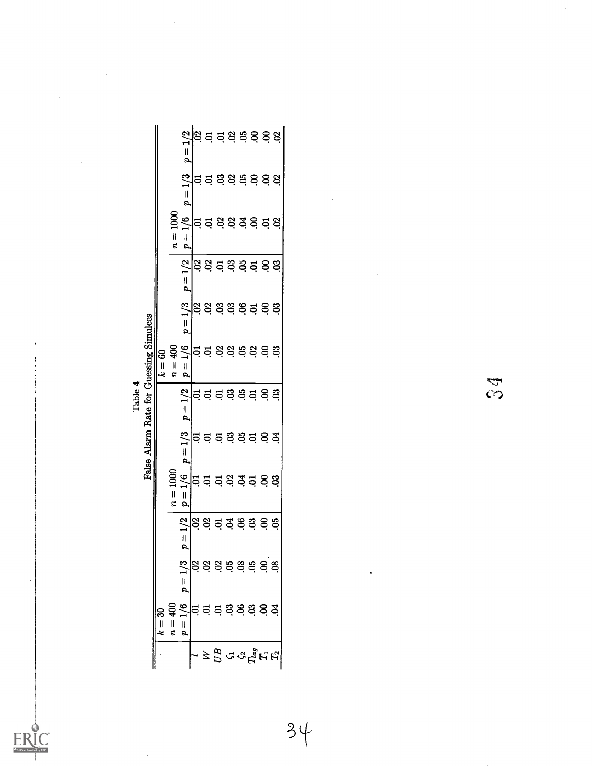Table 4
False Alarm Rate for Guessing Simulees

| | $k = 30$ | | | | | | $k = 60$ | | | | | |
|---|---|---|---|---|---|---|---|---|---|---|---|---|
| | $n = 400$ | | | $n = 1000$ | | | $n = 400$ | | | $n = 1000$ | | |
| | $p = 1/6$ | $p = 1/3$ | $p = 1/2$ | $p = 1/6$ | $p = 1/3$ | $p = 1/2$ | $p = 1/6$ | $p = 1/3$ | $p = 1/2$ | $p = 1/6$ | $p = 1/3$ | $p = 1/2$ |
| $l$ | .01 | .02 | .02 | .01 | .01 | .01 | .01 | .02 | .02 | .01 | .01 | .02 |
| $W$ | .01 | .02 | .02 | .01 | .01 | .01 | .01 | .02 | .02 | .01 | .01 | .01 |
| $UB$ | .01 | .02 | .01 | .01 | .01 | .01 | .02 | .03 | .01 | .02 | .03 | .01 |
| $\zeta_1$ | .03 | .05 | .04 | .02 | .03 | .03 | .02 | .03 | .03 | .02 | .02 | .02 |
| $\zeta_2$ | .06 | .08 | .06 | .04 | .05 | .05 | .05 | .06 | .05 | .04 | .05 | .05 |
| $T_{lag}$ | .03 | .05 | .03 | .01 | .01 | .01 | .02 | .01 | .01 | .00 | .00 | .00 |
| $T_1$ | .00 | .00 | .00 | .00 | .00 | .00 | .00 | .00 | .00 | .01 | .00 | .00 |
| $T_2$ | .04 | .08 | .05 | .03 | .04 | .03 | .03 | .03 | .03 | .02 | .02 | .02 |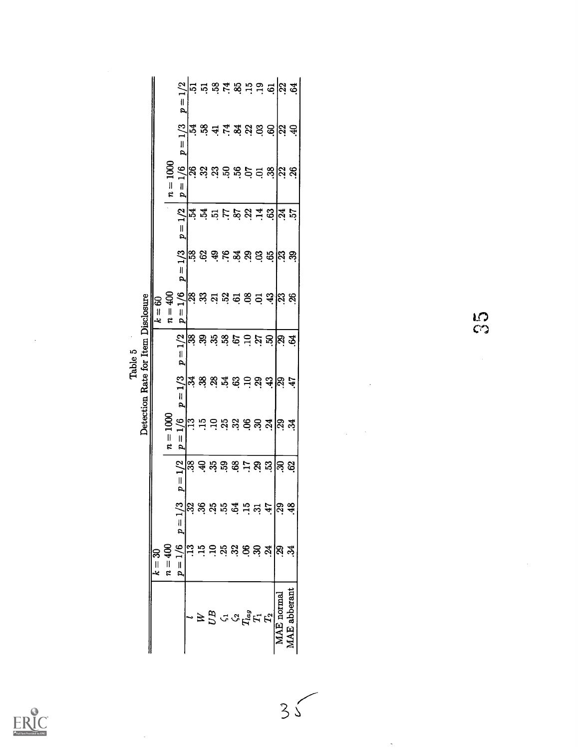Table 5
Detection Rate for Item Disclosure

| | $k = 30$ | | | | | | $k = 60$ | | | | | |
|---|---|---|---|---|---|---|---|---|---|---|---|---|
| | $n = 400$ | | | $n = 1000$ | | | $n = 400$ | | | $n = 1000$ | | |
| | $p = 1/6$ | $p = 1/3$ | $p = 1/2$ | $p = 1/6$ | $p = 1/3$ | $p = 1/2$ | $p = 1/6$ | $p = 1/3$ | $p = 1/2$ | $p = 1/6$ | $p = 1/3$ | $p = 1/2$ |
| $l$ | .13 | .32 | .38 | .13 | .34 | .38 | .28 | .58 | .54 | .26 | .54 | .51 |
| $W$ | .15 | .36 | .40 | .15 | .38 | .39 | .33 | .62 | .54 | .32 | .58 | .51 |
| $UB$ | .10 | .25 | .35 | .10 | .28 | .35 | .21 | .49 | .51 | .23 | .41 | .58 |
| $\zeta_1$ | .25 | .55 | .59 | .25 | .54 | .58 | .52 | .76 | .77 | .50 | .74 | .74 |
| $\zeta_2$ | .32 | .64 | .68 | .32 | .63 | .67 | .61 | .84 | .87 | .56 | .84 | .85 |
| $T_{lag}$ | .06 | .15 | .17 | .06 | .10 | .10 | .08 | .29 | .22 | .07 | .22 | .15 |
| $T_1$ | .30 | .31 | .29 | .30 | .29 | .27 | .01 | .03 | .14 | .01 | .03 | .19 |
| $T_2$ | .24 | .47 | .53 | .24 | .43 | .50 | .43 | .65 | .63 | .38 | .60 | .61 |
| MAE normal | .29 | .29 | .30 | .29 | .29 | .29 | .23 | .23 | .24 | .22 | .22 | .22 |
| MAE abberant | .34 | .48 | .62 | .34 | .47 | .64 | .26 | .39 | .57 | .26 | .40 | .64 |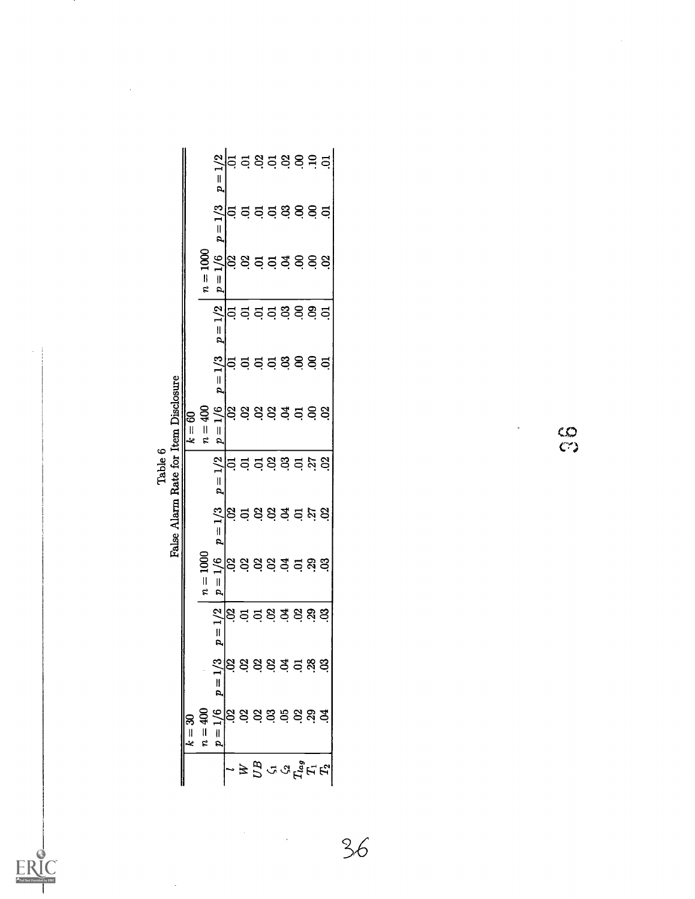Table 6
False Alarm Rate for Item Disclosure

| | $k = 30$ | | | | | | $k = 60$ | | | | | |
|---|---|---|---|---|---|---|---|---|---|---|---|---|
| | $n = 400$ | | | $n = 1000$ | | | $n = 400$ | | | $n = 1000$ | | |
| | $p = 1/6$ | $p = 1/3$ | $p = 1/2$ | $p = 1/6$ | $p = 1/3$ | $p = 1/2$ | $p = 1/6$ | $p = 1/3$ | $p = 1/2$ | $p = 1/6$ | $p = 1/3$ | $p = 1/2$ |
| $l$ | .02 | .02 | .02 | .02 | .02 | .01 | .02 | .01 | .01 | .02 | .01 | .01 |
| $W$ | .02 | .02 | .01 | .02 | .01 | .01 | .02 | .01 | .01 | .02 | .01 | .01 |
| $UB$ | .02 | .02 | .01 | .02 | .02 | .01 | .02 | .01 | .01 | .01 | .01 | .02 |
| $\zeta_1$ | .03 | .02 | .02 | .02 | .02 | .02 | .02 | .01 | .01 | .01 | .01 | .01 |
| $\zeta_2$ | .05 | .04 | .04 | .04 | .04 | .03 | .04 | .03 | .03 | .04 | .03 | .02 |
| $T_{lag}$ | .02 | .01 | .02 | .01 | .01 | .01 | .01 | .00 | .00 | .00 | .00 | .00 |
| $T_1$ | .29 | .28 | .29 | .29 | .27 | .27 | .00 | .00 | .09 | .00 | .00 | .10 |
| $T_2$ | .04 | .03 | .03 | .03 | .02 | .02 | .02 | .01 | .01 | .02 | .01 | .01 |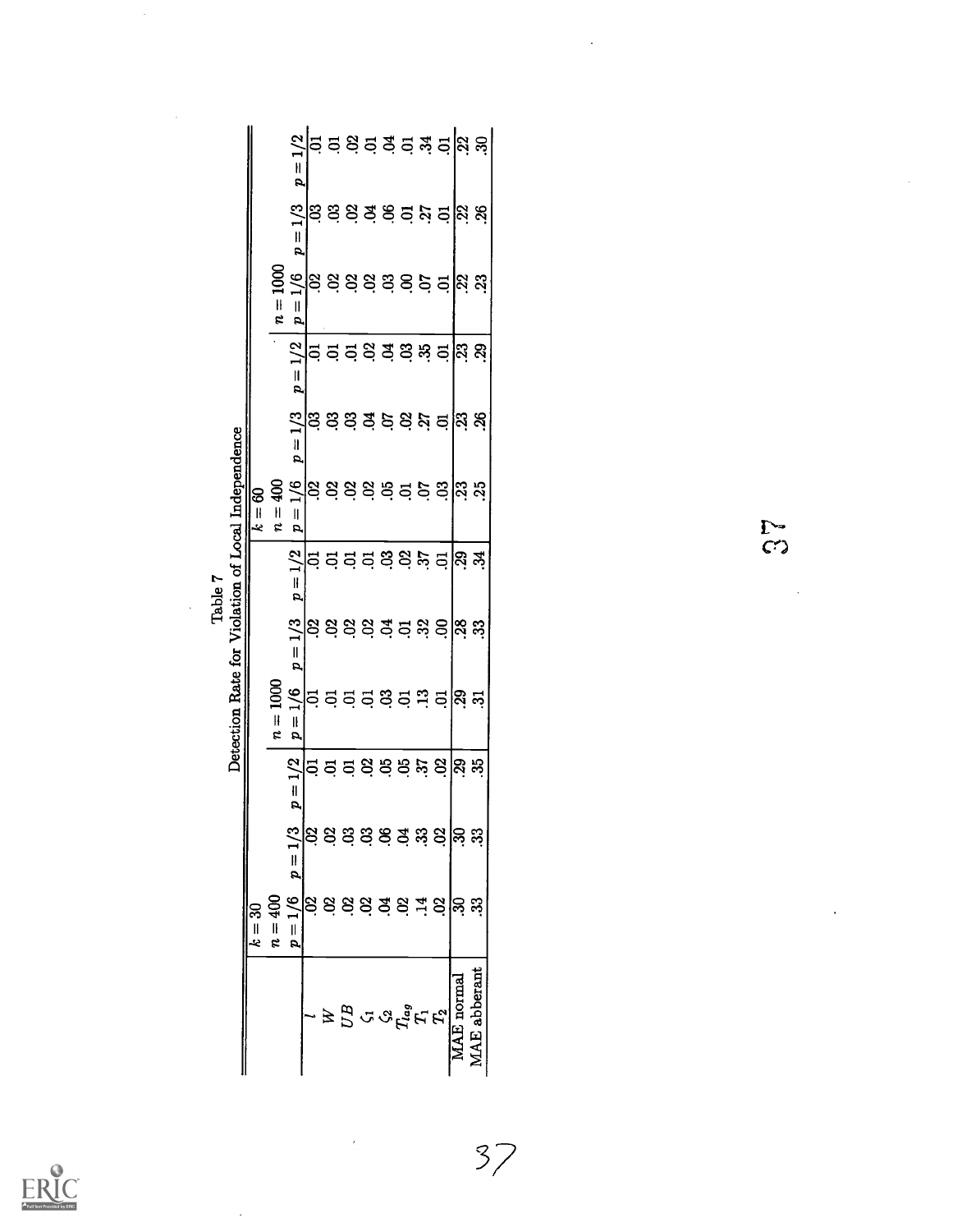Table 7

Detection Rate for Violation of Local Independence

| | $k = 30$ | | | | | | $k = 60$ | | | | | |
|---|---|---|---|---|---|---|---|---|---|---|---|---|
| | $n = 400$ | | | $n = 1000$ | | | $n = 400$ | | | $n = 1000$ | | |
| | $p = 1/6$ | $p = 1/3$ | $p = 1/2$ | $p = 1/6$ | $p = 1/3$ | $p = 1/2$ | $p = 1/6$ | $p = 1/3$ | $p = 1/2$ | $p = 1/6$ | $p = 1/3$ | $p = 1/2$ |
| $l$ | .02 | .02 | .01 | .01 | .02 | .01 | .02 | .03 | .01 | .02 | .03 | .01 |
| $W$ | .02 | .02 | .01 | .01 | .02 | .01 | .02 | .03 | .01 | .02 | .03 | .01 |
| $UB$ | .02 | .03 | .01 | .01 | .02 | .01 | .02 | .03 | .01 | .02 | .02 | .02 |
| $\zeta_1$ | .02 | .03 | .02 | .01 | .02 | .01 | .02 | .04 | .02 | .02 | .04 | .01 |
| $\zeta_2$ | .04 | .06 | .05 | .03 | .04 | .03 | .05 | .07 | .04 | .03 | .06 | .04 |
| $T_{lag}$ | .02 | .04 | .05 | .01 | .01 | .02 | .01 | .02 | .03 | .00 | .01 | .01 |
| $T_1$ | .14 | .33 | .37 | .13 | .32 | .37 | .07 | .27 | .35 | .07 | .27 | .34 |
| $T_2$ | .02 | .02 | .02 | .01 | .00 | .01 | .03 | .01 | .01 | .01 | .01 | .01 |
| MAE normal | .30 | .30 | .29 | .29 | .28 | .29 | .23 | .23 | .23 | .22 | .22 | .22 |
| MAE abberant | .33 | .33 | .35 | .31 | .33 | .34 | .25 | .26 | .29 | .23 | .26 | .30 |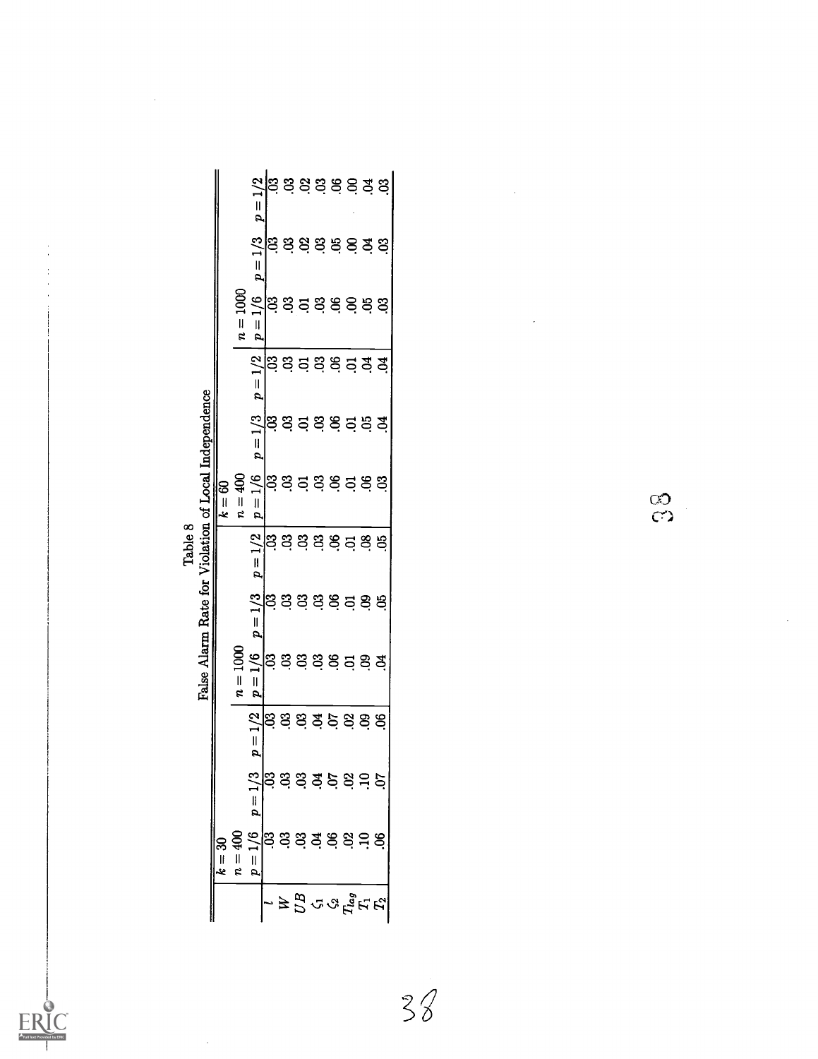Table 8
False Alarm Rate for Violation of Local Independence

| | $k = 30$ | | | | | | $k = 60$ | | | | | |
|---|---|---|---|---|---|---|---|---|---|---|---|---|
| | $n = 400$ | | | $n = 1000$ | | | $n = 400$ | | | $n = 1000$ | | |
| | $p = 1/6$ | $p = 1/3$ | $p = 1/2$ | $p = 1/6$ | $p = 1/3$ | $p = 1/2$ | $p = 1/6$ | $p = 1/3$ | $p = 1/2$ | $p = 1/6$ | $p = 1/3$ | $p = 1/2$ |
| $l$ | .03 | .03 | .03 | .03 | .03 | .03 | .03 | .03 | .03 | .03 | .03 | .03 |
| $W$ | .03 | .03 | .03 | .03 | .03 | .03 | .03 | .03 | .03 | .03 | .03 | .03 |
| $UB$ | .03 | .03 | .03 | .03 | .03 | .03 | .01 | .01 | .01 | .01 | .02 | .02 |
| $\zeta_1$ | .04 | .04 | .04 | .03 | .03 | .03 | .03 | .03 | .03 | .03 | .03 | .03 |
| $\zeta_2$ | .06 | .07 | .07 | .06 | .06 | .06 | .06 | .06 | .06 | .06 | .05 | .06 |
| $T_{lag}$ | .02 | .02 | .02 | .01 | .01 | .01 | .01 | .01 | .01 | .00 | .00 | .00 |
| $T_1$ | .10 | .10 | .09 | .09 | .09 | .08 | .06 | .05 | .04 | .05 | .04 | .04 |
| $T_2$ | .06 | .07 | .06 | .04 | .05 | .05 | .03 | .04 | .04 | .03 | .03 | .03 |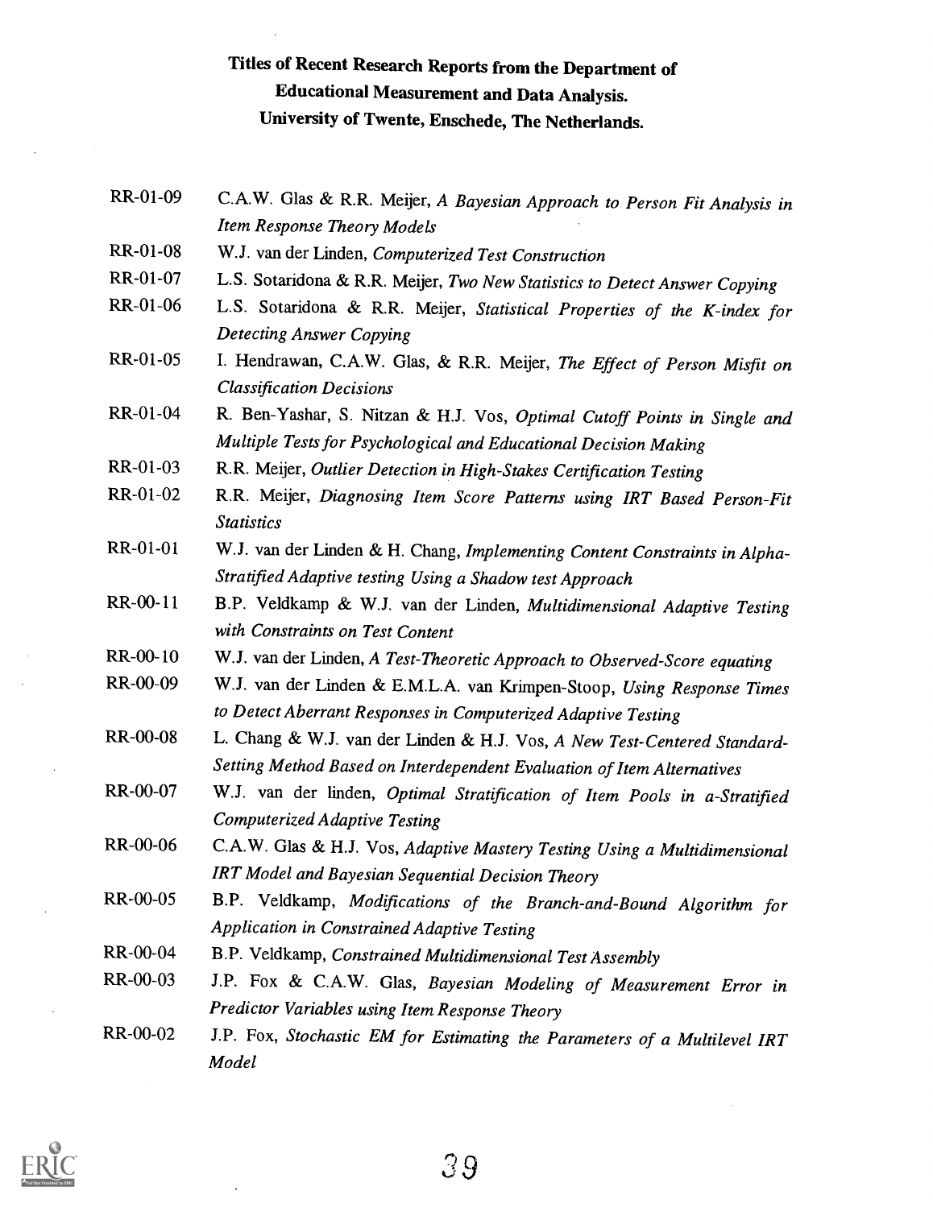**Titles of Recent Research Reports from the Department of Educational Measurement and Data Analysis. University of Twente, Enschede, The Netherlands.**

RR-01-09 C.A.W. Glas & R.R. Meijer, *A Bayesian Approach to Person Fit Analysis in Item Response Theory Models*

RR-01-08 W.J. van der Linden, *Computerized Test Construction*

RR-01-07 L.S. Sotaridona & R.R. Meijer, *Two New Statistics to Detect Answer Copying*

RR-01-06 L.S. Sotaridona & R.R. Meijer, *Statistical Properties of the K-index for Detecting Answer Copying*

RR-01-05 I. Hendrawan, C.A.W. Glas, & R.R. Meijer, *The Effect of Person Misfit on Classification Decisions*

RR-01-04 R. Ben-Yashar, S. Nitzan & H.J. Vos, *Optimal Cutoff Points in Single and Multiple Tests for Psychological and Educational Decision Making*

RR-01-03 R.R. Meijer, *Outlier Detection in High-Stakes Certification Testing*

RR-01-02 R.R. Meijer, *Diagnosing Item Score Patterns using IRT Based Person-Fit Statistics*

RR-01-01 W.J. van der Linden & H. Chang, *Implementing Content Constraints in Alpha-Stratified Adaptive testing Using a Shadow test Approach*

RR-00-11 B.P. Veldkamp & W.J. van der Linden, *Multidimensional Adaptive Testing with Constraints on Test Content*

RR-00-10 W.J. van der Linden, *A Test-Theoretic Approach to Observed-Score equating*

RR-00-09 W.J. van der Linden & E.M.L.A. van Krimpen-Stoop, *Using Response Times to Detect Aberrant Responses in Computerized Adaptive Testing*

RR-00-08 L. Chang & W.J. van der Linden & H.J. Vos, *A New Test-Centered Standard-Setting Method Based on Interdependent Evaluation of Item Alternatives*

RR-00-07 W.J. van der linden, *Optimal Stratification of Item Pools in a-Stratified Computerized Adaptive Testing*

RR-00-06 C.A.W. Glas & H.J. Vos, *Adaptive Mastery Testing Using a Multidimensional IRT Model and Bayesian Sequential Decision Theory*

RR-00-05 B.P. Veldkamp, *Modifications of the Branch-and-Bound Algorithm for Application in Constrained Adaptive Testing*

RR-00-04 B.P. Veldkamp, *Constrained Multidimensional Test Assembly*

RR-00-03 J.P. Fox & C.A.W. Glas, *Bayesian Modeling of Measurement Error in Predictor Variables using Item Response Theory*

RR-00-02 J.P. Fox, *Stochastic EM for Estimating the Parameters of a Multilevel IRT Model*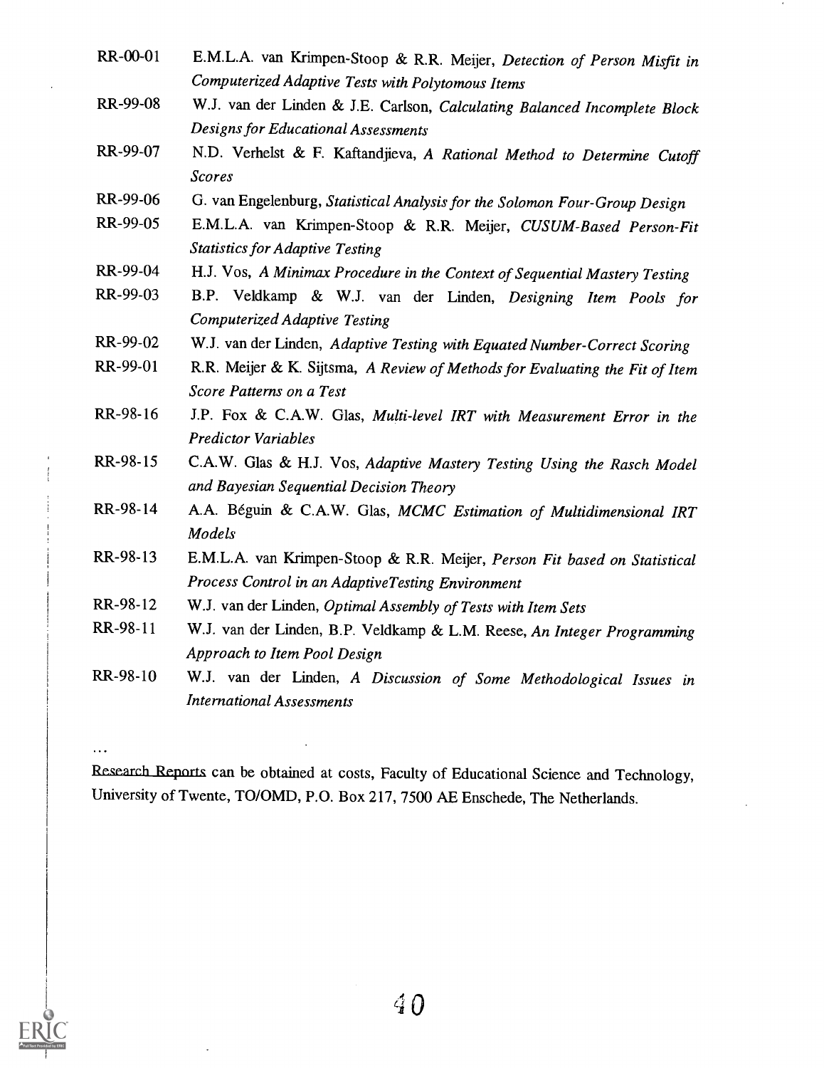RR-00-01 E.M.L.A. van Krimpen-Stoop & R.R. Meijer, *Detection of Person Misfit in Computerized Adaptive Tests with Polytomous Items*

RR-99-08 W.J. van der Linden & J.E. Carlson, *Calculating Balanced Incomplete Block Designs for Educational Assessments*

RR-99-07 N.D. Verhelst & F. Kaftandjieva, *A Rational Method to Determine Cutoff Scores*

RR-99-06 G. van Engelenburg, *Statistical Analysis for the Solomon Four-Group Design*

RR-99-05 E.M.L.A. van Krimpen-Stoop & R.R. Meijer, *CUSUM-Based Person-Fit Statistics for Adaptive Testing*

RR-99-04 H.J. Vos, *A Minimax Procedure in the Context of Sequential Mastery Testing*

RR-99-03 B.P. Veldkamp & W.J. van der Linden, *Designing Item Pools for Computerized Adaptive Testing*

RR-99-02 W.J. van der Linden, *Adaptive Testing with Equated Number-Correct Scoring*

RR-99-01 R.R. Meijer & K. Sijtsma, *A Review of Methods for Evaluating the Fit of Item Score Patterns on a Test*

RR-98-16 J.P. Fox & C.A.W. Glas, *Multi-level IRT with Measurement Error in the Predictor Variables*

RR-98-15 C.A.W. Glas & H.J. Vos, *Adaptive Mastery Testing Using the Rasch Model and Bayesian Sequential Decision Theory*

RR-98-14 A.A. Béguin & C.A.W. Glas, *MCMC Estimation of Multidimensional IRT Models*

RR-98-13 E.M.L.A. van Krimpen-Stoop & R.R. Meijer, *Person Fit based on Statistical Process Control in an AdaptiveTesting Environment*

RR-98-12 W.J. van der Linden, *Optimal Assembly of Tests with Item Sets*

RR-98-11 W.J. van der Linden, B.P. Veldkamp & L.M. Reese, *An Integer Programming Approach to Item Pool Design*

RR-98-10 W.J. van der Linden, *A Discussion of Some Methodological Issues in International Assessments*

...

Research Reports can be obtained at costs, Faculty of Educational Science and Technology, University of Twente, TO/OMD, P.O. Box 217, 7500 AE Enschede, The Netherlands.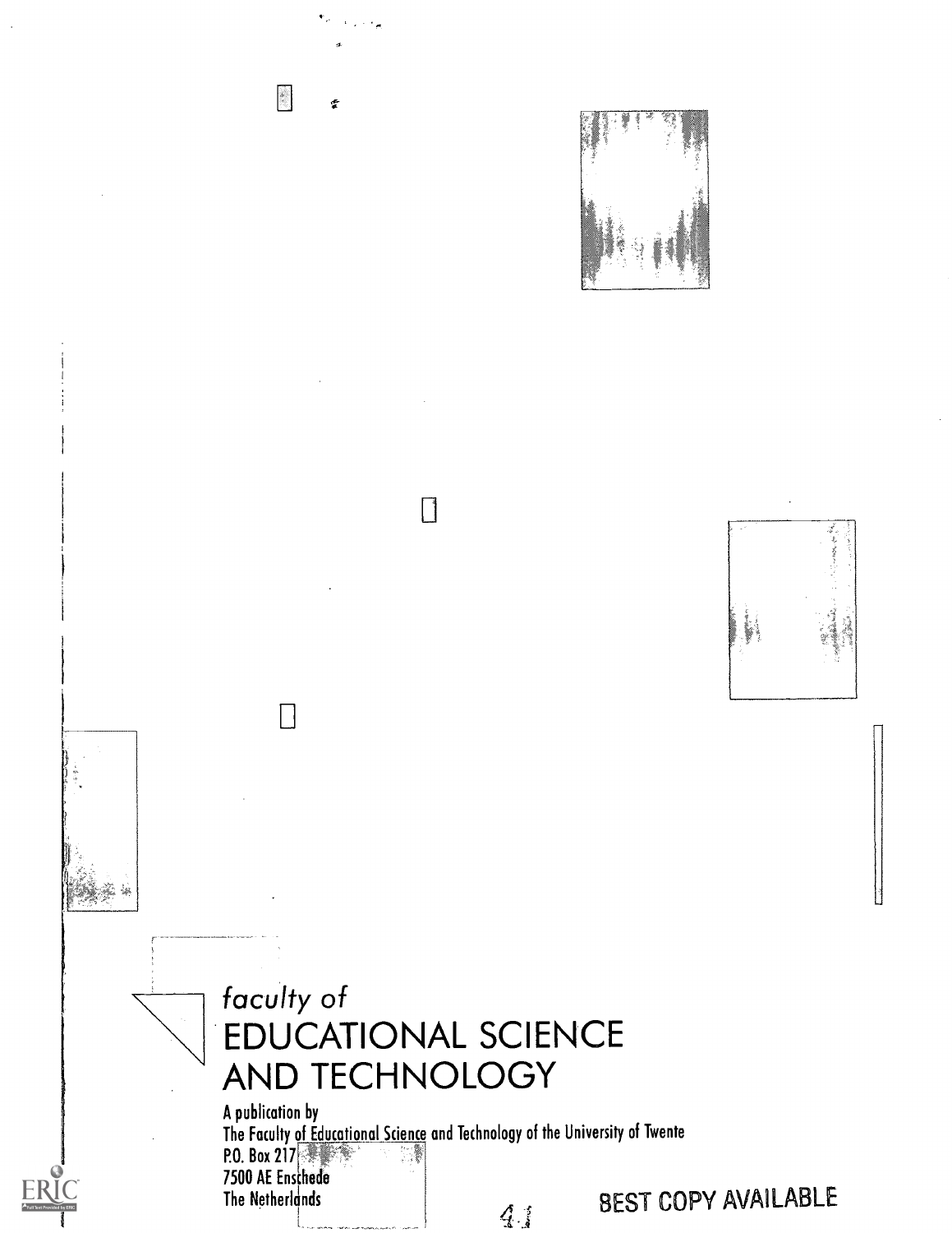*faculty of*

# EDUCATIONAL SCIENCE AND TECHNOLOGY

A publication by
The Faculty of Educational Science and Technology of the University of Twente
P.O. Box 217
7500 AE Enschede
The Netherlands

BEST COPY AVAILABLE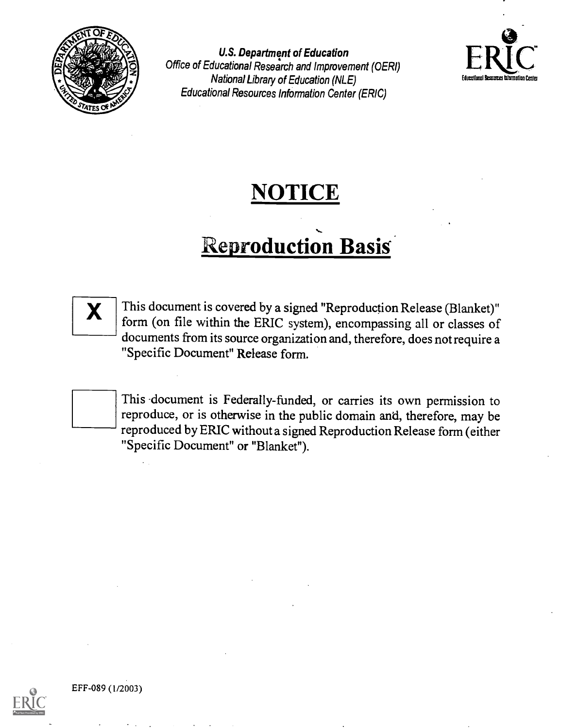**U.S. Department of Education**
*Office of Educational Research and Improvement (OERI)*
*National Library of Education (NLE)*
*Educational Resources Information Center (ERIC)*

ERIC Educational Resources Information Center

# NOTICE

# Reproduction Basis

- [X] This document is covered by a signed "Reproduction Release (Blanket)" form (on file within the ERIC system), encompassing all or classes of documents from its source organization and, therefore, does not require a "Specific Document" Release form.

- [ ] This document is Federally-funded, or carries its own permission to reproduce, or is otherwise in the public domain and, therefore, may be reproduced by ERIC without a signed Reproduction Release form (either "Specific Document" or "Blanket").

EFF-089 (1/2003)